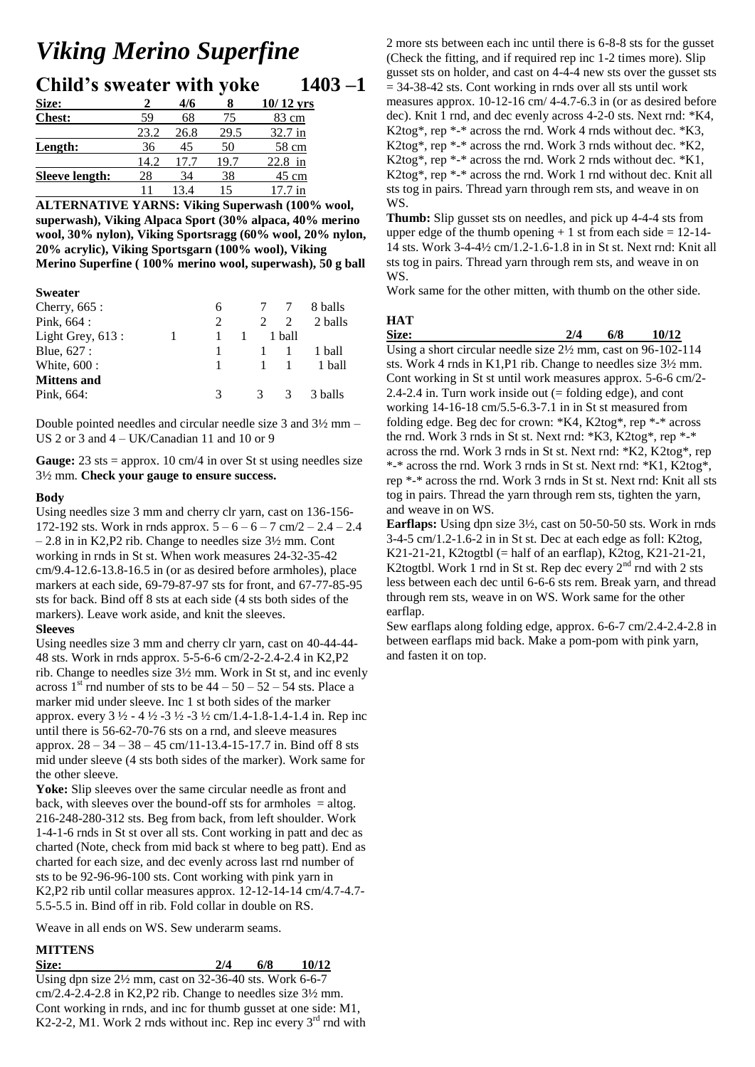# *Viking Merino Superfine*

## Child's sweater with yoke 1403 –1

| Size: | 2 | 4/6 | 8 | 10/ 12 yrs |
|---|---|---|---|---|
| Chest: | 59 | 68 | 75 | 83 cm |
| | 23.2 | 26.8 | 29.5 | 32.7 in |
| Length: | 36 | 45 | 50 | 58 cm |
| | 14.2 | 17.7 | 19.7 | 22.8 in |
| Sleeve length: | 28 | 34 | 38 | 45 cm |
| | 11 | 13.4 | 15 | 17.7 in |

**ALTERNATIVE YARNS: Viking Superwash (100% wool, superwash), Viking Alpaca Sport (30% alpaca, 40% merino wool, 30% nylon), Viking Sportsragg (60% wool, 20% nylon, 20% acrylic), Viking Sportsgarn (100% wool), Viking Merino Superfine ( 100% merino wool, superwash), 50 g ball**

**Sweater**

| | | | | |
|---|---|---|---|---|
| Cherry, 665 : | 6 | 7 | 7 | 8 balls |
| Pink, 664 : | 2 | 2 | 2 | 2 balls |
| Light Grey, 613 : | 1 | 1 | 1 | 1 ball |
| Blue, 627 : | 1 | 1 | 1 | 1 ball |
| White, 600 : | 1 | 1 | 1 | 1 ball |
| **Mittens and** | | | | |
| Pink, 664: | 3 | 3 | 3 | 3 balls |

Double pointed needles and circular needle size 3 and 3½ mm – US 2 or 3 and 4 – UK/Canadian 11 and 10 or 9

**Gauge:** 23 sts = approx. 10 cm/4 in over St st using needles size 3½ mm. **Check your gauge to ensure success.**

### Body

Using needles size 3 mm and cherry clr yarn, cast on 136-156-172-192 sts. Work in rnds approx. 5 – 6 – 6 – 7 cm/2 – 2.4 – 2.4 – 2.8 in in K2,P2 rib. Change to needles size 3½ mm. Cont working in rnds in St st. When work measures 24-32-35-42 cm/9.4-12.6-13.8-16.5 in (or as desired before armholes), place markers at each side, 69-79-87-97 sts for front, and 67-77-85-95 sts for back. Bind off 8 sts at each side (4 sts both sides of the markers). Leave work aside, and knit the sleeves.

### Sleeves

Using needles size 3 mm and cherry clr yarn, cast on 40-44-44-48 sts. Work in rnds approx. 5-5-6-6 cm/2-2-2.4-2.4 in K2,P2 rib. Change to needles size 3½ mm. Work in St st, and inc evenly across 1st rnd number of sts to be 44 – 50 – 52 – 54 sts. Place a marker mid under sleeve. Inc 1 st both sides of the marker approx. every 3 ½ - 4 ½ -3 ½ -3 ½ cm/1.4-1.8-1.4-1.4 in. Rep inc until there is 56-62-70-76 sts on a rnd, and sleeve measures approx. 28 – 34 – 38 – 45 cm/11-13.4-15-17.7 in. Bind off 8 sts mid under sleeve (4 sts both sides of the marker). Work same for the other sleeve.

**Yoke:** Slip sleeves over the same circular needle as front and back, with sleeves over the bound-off sts for armholes = altog. 216-248-280-312 sts. Beg from back, from left shoulder. Work 1-4-1-6 rnds in St st over all sts. Cont working in patt and dec as charted (Note, check from mid back st where to beg patt). End as charted for each size, and dec evenly across last rnd number of sts to be 92-96-96-100 sts. Cont working with pink yarn in K2,P2 rib until collar measures approx. 12-12-14-14 cm/4.7-4.7-5.5-5.5 in. Bind off in rib. Fold collar in double on RS.

Weave in all ends on WS. Sew underarm seams.

### MITTENS

| Size: | 2/4 | 6/8 | 10/12 |
|---|---|---|---|

Using dpn size 2½ mm, cast on 32-36-40 sts. Work 6-6-7 cm/2.4-2.4-2.8 in K2,P2 rib. Change to needles size 3½ mm. Cont working in rnds, and inc for thumb gusset at one side: M1, K2-2-2, M1. Work 2 rnds without inc. Rep inc every 3rd rnd with 2 more sts between each inc until there is 6-8-8 sts for the gusset (Check the fitting, and if required rep inc 1-2 times more). Slip gusset sts on holder, and cast on 4-4-4 new sts over the gusset sts = 34-38-42 sts. Cont working in rnds over all sts until work measures approx. 10-12-16 cm/ 4-4.7-6.3 in (or as desired before dec). Knit 1 rnd, and dec evenly across 4-2-0 sts. Next rnd: *K4, K2tog*, rep *-* across the rnd. Work 4 rnds without dec. *K3, K2tog*, rep *-* across the rnd. Work 3 rnds without dec. *K2, K2tog*, rep *-* across the rnd. Work 2 rnds without dec. *K1, K2tog*, rep *-* across the rnd. Work 1 rnd without dec. Knit all sts tog in pairs. Thread yarn through rem sts, and weave in on WS.

**Thumb:** Slip gusset sts on needles, and pick up 4-4-4 sts from upper edge of the thumb opening + 1 st from each side = 12-14-14 sts. Work 3-4-4½ cm/1.2-1.6-1.8 in in St st. Next rnd: Knit all sts tog in pairs. Thread yarn through rem sts, and weave in on WS.

Work same for the other mitten, with thumb on the other side.

### HAT

| Size: | 2/4 | 6/8 | 10/12 |
|---|---|---|---|

Using a short circular needle size 2½ mm, cast on 96-102-114 sts. Work 4 rnds in K1,P1 rib. Change to needles size 3½ mm. Cont working in St st until work measures approx. 5-6-6 cm/2-2.4-2.4 in. Turn work inside out (= folding edge), and cont working 14-16-18 cm/5.5-6.3-7.1 in in St st measured from folding edge. Beg dec for crown: *K4, K2tog*, rep *-* across the rnd. Work 3 rnds in St st. Next rnd: *K3, K2tog*, rep *-* across the rnd. Work 3 rnds in St st. Next rnd: *K2, K2tog*, rep *-* across the rnd. Work 3 rnds in St st. Next rnd: *K1, K2tog*, rep *-* across the rnd. Work 3 rnds in St st. Next rnd: Knit all sts tog in pairs. Thread the yarn through rem sts, tighten the yarn, and weave in on WS.

**Earflaps:** Using dpn size 3½, cast on 50-50-50 sts. Work in rnds 3-4-5 cm/1.2-1.6-2 in in St st. Dec at each edge as foll: K2tog, K21-21-21, K2togtbl (= half of an earflap), K2tog, K21-21-21, K2togtbl. Work 1 rnd in St st. Rep dec every 2nd rnd with 2 sts less between each dec until 6-6-6 sts rem. Break yarn, and thread through rem sts, weave in on WS. Work same for the other earflap.

Sew earflaps along folding edge, approx. 6-6-7 cm/2.4-2.4-2.8 in in between earflaps mid back. Make a pom-pom with pink yarn, and fasten it on top.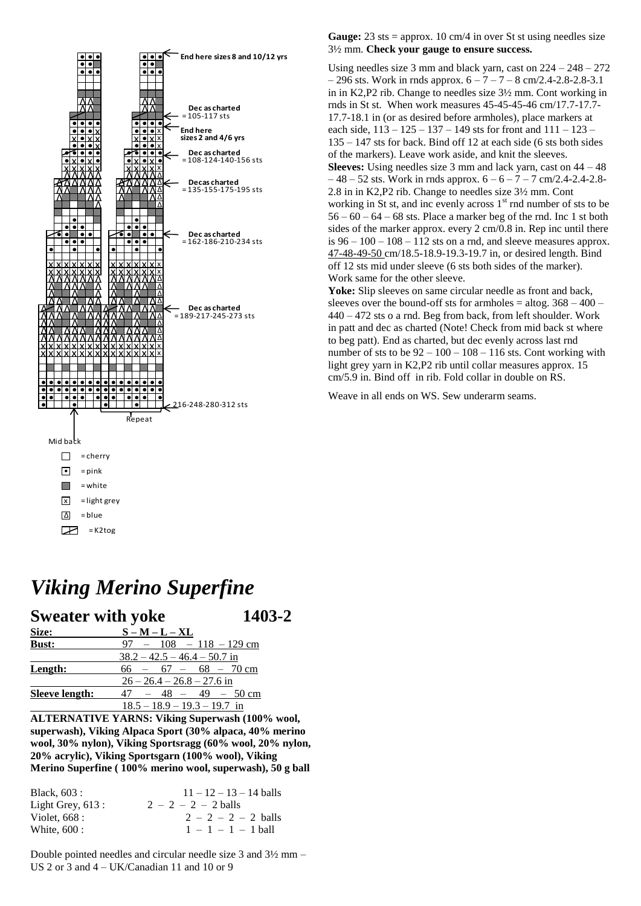End here sizes 8 and 10/12 yrs

Dec as charted = 105-117 sts

End here sizes 2 and 4/6 yrs

Dec as charted = 108-124-140-156 sts

Dec as charted = 135-155-175-195 sts

Dec as charted = 162-186-210-234 sts

Dec as charted = 189-217-245-273 sts

216-248-280-312 sts

Repeat

Mid back

- □ = cherry
- • = pink
- ■ = white
- x = light grey
- Δ = blue
- ◢ = K2tog

# *Viking Merino Superfine*

## Sweater with yoke 1403-2

| Size: | S – M – L – XL |
|---|---|
| Bust: | 97 – 108 – 118 – 129 cm |
| | 38.2 – 42.5 – 46.4 – 50.7 in |
| Length: | 66 – 67 – 68 – 70 cm |
| | 26 – 26.4 – 26.8 – 27.6 in |
| Sleeve length: | 47 – 48 – 49 – 50 cm |
| | 18.5 – 18.9 – 19.3 – 19.7 in |

**ALTERNATIVE YARNS: Viking Superwash (100% wool, superwash), Viking Alpaca Sport (30% alpaca, 40% merino wool, 30% nylon), Viking Sportsragg (60% wool, 20% nylon, 20% acrylic), Viking Sportsgarn (100% wool), Viking Merino Superfine ( 100% merino wool, superwash), 50 g ball**

| | |
|---|---|
| Black, 603 : | 11 – 12 – 13 – 14 balls |
| Light Grey, 613 : | 2 – 2 – 2 – 2 balls |
| Violet, 668 : | 2 – 2 – 2 – 2 balls |
| White, 600 : | 1 – 1 – 1 – 1 ball |

Double pointed needles and circular needle size 3 and 3½ mm – US 2 or 3 and 4 – UK/Canadian 11 and 10 or 9

**Gauge:** 23 sts = approx. 10 cm/4 in over St st using needles size 3½ mm. **Check your gauge to ensure success.**

Using needles size 3 mm and black yarn, cast on 224 – 248 – 272 – 296 sts. Work in rnds approx. 6 – 7 – 7 – 8 cm/2.4-2.8-2.8-3.1 in in K2,P2 rib. Change to needles size 3½ mm. Cont working in rnds in St st. When work measures 45-45-45-46 cm/17.7-17.7-17.7-18.1 in (or as desired before armholes), place markers at each side, 113 – 125 – 137 – 149 sts for front and 111 – 123 – 135 – 147 sts for back. Bind off 12 at each side (6 sts both sides of the markers). Leave work aside, and knit the sleeves.

**Sleeves:** Using needles size 3 mm and lack yarn, cast on 44 – 48 – 48 – 52 sts. Work in rnds approx. 6 – 6 – 7 – 7 cm/2.4-2.4-2.8-2.8 in in K2,P2 rib. Change to needles size 3½ mm. Cont working in St st, and inc evenly across 1st rnd number of sts to be 56 – 60 – 64 – 68 sts. Place a marker beg of the rnd. Inc 1 st both sides of the marker approx. every 2 cm/0.8 in. Rep inc until there is 96 – 100 – 108 – 112 sts on a rnd, and sleeve measures approx. 47-48-49-50 cm/18.5-18.9-19.3-19.7 in, or desired length. Bind off 12 sts mid under sleeve (6 sts both sides of the marker). Work same for the other sleeve.

**Yoke:** Slip sleeves on same circular needle as front and back, sleeves over the bound-off sts for armholes = altog. 368 – 400 – 440 – 472 sts o a rnd. Beg from back, from left shoulder. Work in patt and dec as charted (Note! Check from mid back st where to beg patt). End as charted, but dec evenly across last rnd number of sts to be 92 – 100 – 108 – 116 sts. Cont working with light grey yarn in K2,P2 rib until collar measures approx. 15 cm/5.9 in. Bind off in rib. Fold collar in double on RS.

Weave in all ends on WS. Sew underarm seams.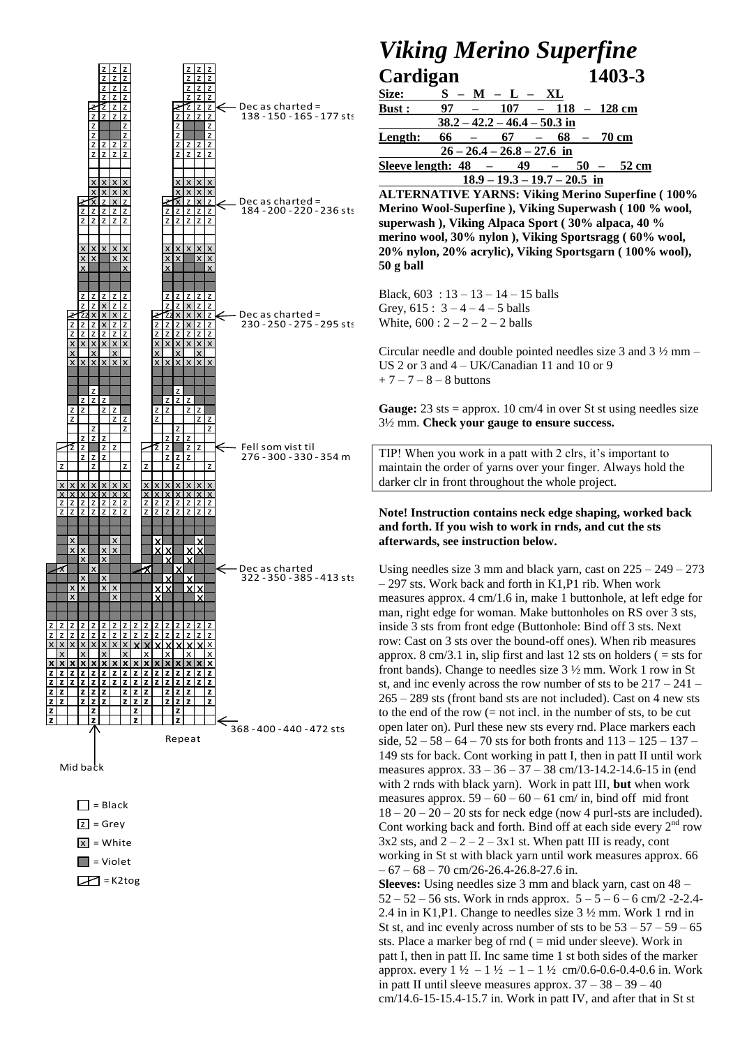# *Viking Merino Superfine*

## Cardigan 1403-3

**Size:** S – M – L – XL

**Bust :** 97 – 107 – 118 – 128 cm
38.2 – 42.2 – 46.4 – 50.3 in

**Length:** 66 – 67 – 68 – 70 cm
26 – 26.4 – 26.8 – 27.6 in

**Sleeve length:** 48 – 49 – 50 – 52 cm
18.9 – 19.3 – 19.7 – 20.5 in

**ALTERNATIVE YARNS: Viking Merino Superfine ( 100% Merino Wool-Superfine ), Viking Superwash ( 100 % wool, superwash ), Viking Alpaca Sport ( 30% alpaca, 40 % merino wool, 30% nylon ), Viking Sportsragg ( 60% wool, 20% nylon, 20% acrylic), Viking Sportsgarn ( 100% wool), 50 g ball**

Black, 603 : 13 – 13 – 14 – 15 balls
Grey, 615 : 3 – 4 – 4 – 5 balls
White, 600 : 2 – 2 – 2 – 2 balls

Circular needle and double pointed needles size 3 and 3 ½ mm – US 2 or 3 and 4 – UK/Canadian 11 and 10 or 9
+ 7 – 7 – 8 – 8 buttons

**Gauge:** 23 sts = approx. 10 cm/4 in over St st using needles size 3½ mm. **Check your gauge to ensure success.**

TIP! When you work in a patt with 2 clrs, it's important to maintain the order of yarns over your finger. Always hold the darker clr in front throughout the whole project.

**Note! Instruction contains neck edge shaping, worked back and forth. If you wish to work in rnds, and cut the sts afterwards, see instruction below.**

Using needles size 3 mm and black yarn, cast on 225 – 249 – 273 – 297 sts. Work back and forth in K1,P1 rib. When work measures approx. 4 cm/1.6 in, make 1 buttonhole, at left edge for man, right edge for woman. Make buttonholes on RS over 3 sts, inside 3 sts from front edge (Buttonhole: Bind off 3 sts. Next row: Cast on 3 sts over the bound-off ones). When rib measures approx. 8 cm/3.1 in, slip first and last 12 sts on holders ( = sts for front bands). Change to needles size 3 ½ mm. Work 1 row in St st, and inc evenly across the row number of sts to be 217 – 241 – 265 – 289 sts (front band sts are not included). Cast on 4 new sts to the end of the row (= not incl. in the number of sts, to be cut open later on). Purl these new sts every rnd. Place markers each side, 52 – 58 – 64 – 70 sts for both fronts and 113 – 125 – 137 – 149 sts for back. Cont working in patt I, then in patt II until work measures approx. 33 – 36 – 37 – 38 cm/13-14.2-14.6-15 in (end with 2 rnds with black yarn). Work in patt III, **but** when work measures approx. 59 – 60 – 60 – 61 cm/ in, bind off mid front 18 – 20 – 20 – 20 sts for neck edge (now 4 purl-sts are included). Cont working back and forth. Bind off at each side every 2[nd] row 3x2 sts, and 2 – 2 – 2 – 3x1 st. When patt III is ready, cont working in St st with black yarn until work measures approx. 66 – 67 – 68 – 70 cm/26-26.4-26.8-27.6 in.

**Sleeves:** Using needles size 3 mm and black yarn, cast on 48 – 52 – 52 – 56 sts. Work in rnds approx. 5 – 5 – 6 – 6 cm/2 -2-2.4-2.4 in in K1,P1. Change to needles size 3 ½ mm. Work 1 rnd in St st, and inc evenly across number of sts to be 53 – 57 – 59 – 65 sts. Place a marker beg of rnd ( = mid under sleeve). Work in patt I, then in patt II. Inc same time 1 st both sides of the marker approx. every 1 ½ – 1 ½ – 1 – 1 ½ cm/0.6-0.6-0.4-0.6 in. Work in patt II until sleeve measures approx. 37 – 38 – 39 – 40 cm/14.6-15-15.4-15.7 in. Work in patt IV, and after that in St st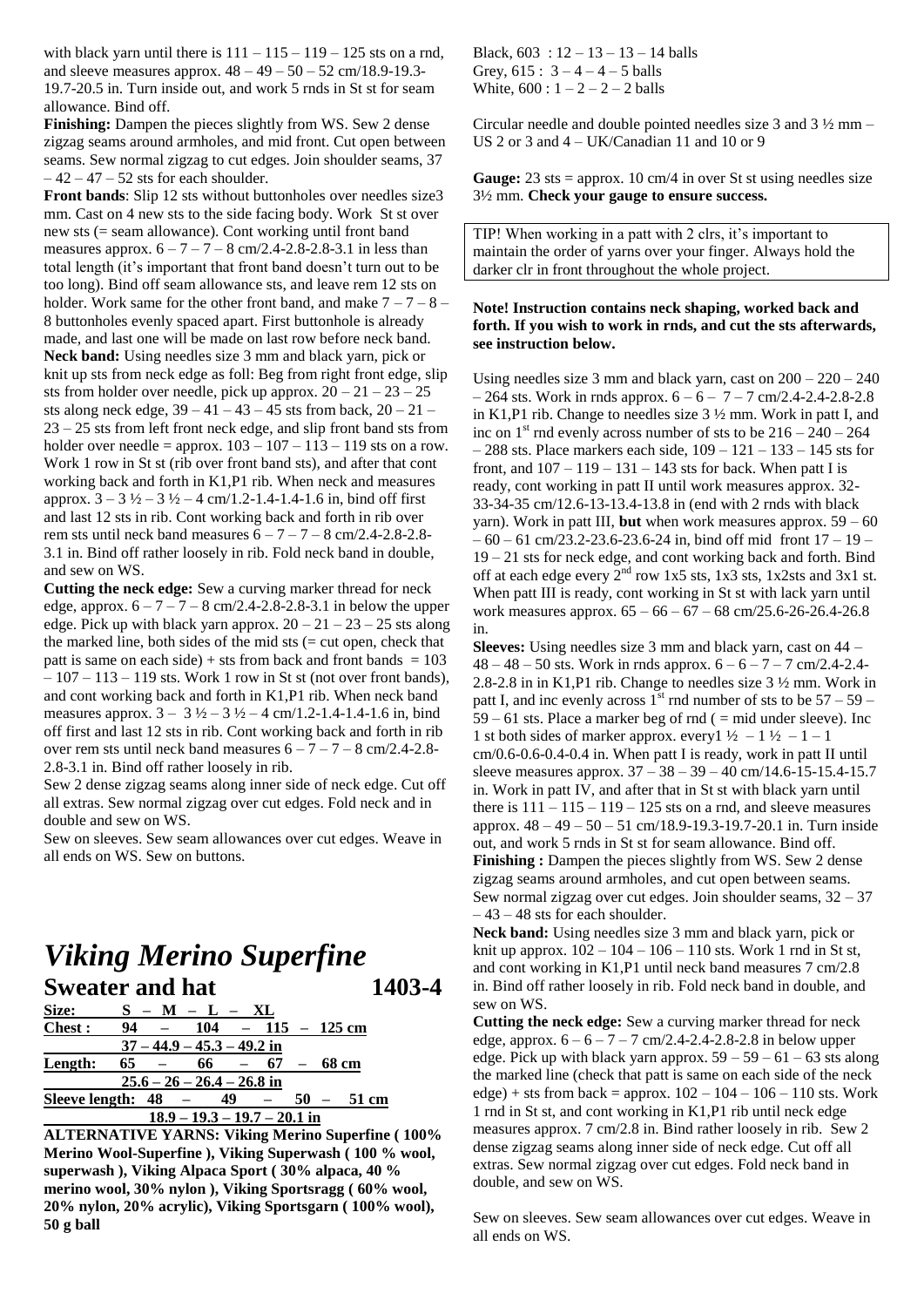with black yarn until there is 111 – 115 – 119 – 125 sts on a rnd, and sleeve measures approx. 48 – 49 – 50 – 52 cm/18.9-19.3-19.7-20.5 in. Turn inside out, and work 5 rnds in St st for seam allowance. Bind off.

**Finishing:** Dampen the pieces slightly from WS. Sew 2 dense zigzag seams around armholes, and mid front. Cut open between seams. Sew normal zigzag to cut edges. Join shoulder seams, 37 – 42 – 47 – 52 sts for each shoulder.

**Front bands**: Slip 12 sts without buttonholes over needles size3 mm. Cast on 4 new sts to the side facing body. Work St st over new sts (= seam allowance). Cont working until front band measures approx. 6 – 7 – 7 – 8 cm/2.4-2.8-2.8-3.1 in less than total length (it's important that front band doesn't turn out to be too long). Bind off seam allowance sts, and leave rem 12 sts on holder. Work same for the other front band, and make 7 – 7 – 8 – 8 buttonholes evenly spaced apart. First buttonhole is already made, and last one will be made on last row before neck band.

**Neck band:** Using needles size 3 mm and black yarn, pick or knit up sts from neck edge as foll: Beg from right front edge, slip sts from holder over needle, pick up approx. 20 – 21 – 23 – 25 sts along neck edge, 39 – 41 – 43 – 45 sts from back, 20 – 21 – 23 – 25 sts from left front neck edge, and slip front band sts from holder over needle = approx. 103 – 107 – 113 – 119 sts on a row. Work 1 row in St st (rib over front band sts), and after that cont working back and forth in K1,P1 rib. When neck and measures approx. 3 – 3 ½ – 3 ½ – 4 cm/1.2-1.4-1.4-1.6 in, bind off first and last 12 sts in rib. Cont working back and forth in rib over rem sts until neck band measures 6 – 7 – 7 – 8 cm/2.4-2.8-2.8-3.1 in. Bind off rather loosely in rib. Fold neck band in double, and sew on WS.

**Cutting the neck edge:** Sew a curving marker thread for neck edge, approx. 6 – 7 – 7 – 8 cm/2.4-2.8-2.8-3.1 in below the upper edge. Pick up with black yarn approx. 20 – 21 – 23 – 25 sts along the marked line, both sides of the mid sts (= cut open, check that patt is same on each side) + sts from back and front bands = 103 – 107 – 113 – 119 sts. Work 1 row in St st (not over front bands), and cont working back and forth in K1,P1 rib. When neck band measures approx. 3 – 3 ½ – 3 ½ – 4 cm/1.2-1.4-1.4-1.6 in, bind off first and last 12 sts in rib. Cont working back and forth in rib over rem sts until neck band measures 6 – 7 – 7 – 8 cm/2.4-2.8-2.8-3.1 in. Bind off rather loosely in rib.

Sew 2 dense zigzag seams along inner side of neck edge. Cut off all extras. Sew normal zigzag over cut edges. Fold neck and in double and sew on WS.

Sew on sleeves. Sew seam allowances over cut edges. Weave in all ends on WS. Sew on buttons.

# *Viking Merino Superfine*

## Sweater and hat 1403-4

| Size: | S – M – L – XL |
|---|---|
| Chest : | 94 – 104 – 115 – 125 cm |
| | 37 – 44.9 – 45.3 – 49.2 in |
| Length: | 65 – 66 – 67 – 68 cm |
| | 25.6 – 26 – 26.4 – 26.8 in |
| Sleeve length: | 48 – 49 – 50 – 51 cm |
| | 18.9 – 19.3 – 19.7 – 20.1 in |

**ALTERNATIVE YARNS: Viking Merino Superfine ( 100% Merino Wool-Superfine ), Viking Superwash ( 100 % wool, superwash ), Viking Alpaca Sport ( 30% alpaca, 40 % merino wool, 30% nylon ), Viking Sportsragg ( 60% wool, 20% nylon, 20% acrylic), Viking Sportsgarn ( 100% wool), 50 g ball**

Black, 603 : 12 – 13 – 13 – 14 balls
Grey, 615 : 3 – 4 – 4 – 5 balls
White, 600 : 1 – 2 – 2 – 2 balls

Circular needle and double pointed needles size 3 and 3 ½ mm – US 2 or 3 and 4 – UK/Canadian 11 and 10 or 9

**Gauge:** 23 sts = approx. 10 cm/4 in over St st using needles size 3½ mm. **Check your gauge to ensure success.**

TIP! When working in a patt with 2 clrs, it's important to maintain the order of yarns over your finger. Always hold the darker clr in front throughout the whole project.

**Note! Instruction contains neck shaping, worked back and forth. If you wish to work in rnds, and cut the sts afterwards, see instruction below.**

Using needles size 3 mm and black yarn, cast on 200 – 220 – 240 – 264 sts. Work in rnds approx. 6 – 6 – 7 – 7 cm/2.4-2.4-2.8-2.8 in K1,P1 rib. Change to needles size 3 ½ mm. Work in patt I, and inc on 1st rnd evenly across number of sts to be 216 – 240 – 264 – 288 sts. Place markers each side, 109 – 121 – 133 – 145 sts for front, and 107 – 119 – 131 – 143 sts for back. When patt I is ready, cont working in patt II until work measures approx. 32-33-34-35 cm/12.6-13-13.4-13.8 in (end with 2 rnds with black yarn). Work in patt III, **but** when work measures approx. 59 – 60 – 60 – 61 cm/23.2-23.6-23.6-24 in, bind off mid front 17 – 19 – 19 – 21 sts for neck edge, and cont working back and forth. Bind off at each edge every 2nd row 1x5 sts, 1x3 sts, 1x2sts and 3x1 st. When patt III is ready, cont working in St st with lack yarn until work measures approx. 65 – 66 – 67 – 68 cm/25.6-26-26.4-26.8 in.

**Sleeves:** Using needles size 3 mm and black yarn, cast on 44 – 48 – 48 – 50 sts. Work in rnds approx. 6 – 6 – 7 – 7 cm/2.4-2.4-2.8-2.8 in in K1,P1 rib. Change to needles size 3 ½ mm. Work in patt I, and inc evenly across 1st rnd number of sts to be 57 – 59 – 59 – 61 sts. Place a marker beg of rnd ( = mid under sleeve). Inc 1 st both sides of marker approx. every1 ½ – 1 ½ – 1 – 1 cm/0.6-0.6-0.4-0.4 in. When patt I is ready, work in patt II until sleeve measures approx. 37 – 38 – 39 – 40 cm/14.6-15-15.4-15.7 in. Work in patt IV, and after that in St st with black yarn until there is 111 – 115 – 119 – 125 sts on a rnd, and sleeve measures approx. 48 – 49 – 50 – 51 cm/18.9-19.3-19.7-20.1 in. Turn inside out, and work 5 rnds in St st for seam allowance. Bind off.

**Finishing :** Dampen the pieces slightly from WS. Sew 2 dense zigzag seams around armholes, and cut open between seams. Sew normal zigzag over cut edges. Join shoulder seams, 32 – 37 – 43 – 48 sts for each shoulder.

**Neck band:** Using needles size 3 mm and black yarn, pick or knit up approx. 102 – 104 – 106 – 110 sts. Work 1 rnd in St st, and cont working in K1,P1 until neck band measures 7 cm/2.8 in. Bind off rather loosely in rib. Fold neck band in double, and sew on WS.

**Cutting the neck edge:** Sew a curving marker thread for neck edge, approx. 6 – 6 – 7 – 7 cm/2.4-2.4-2.8-2.8 in below upper edge. Pick up with black yarn approx. 59 – 59 – 61 – 63 sts along the marked line (check that patt is same on each side of the neck edge) + sts from back = approx. 102 – 104 – 106 – 110 sts. Work 1 rnd in St st, and cont working in K1,P1 rib until neck edge measures approx. 7 cm/2.8 in. Bind rather loosely in rib. Sew 2 dense zigzag seams along inner side of neck edge. Cut off all extras. Sew normal zigzag over cut edges. Fold neck band in double, and sew on WS.

Sew on sleeves. Sew seam allowances over cut edges. Weave in all ends on WS.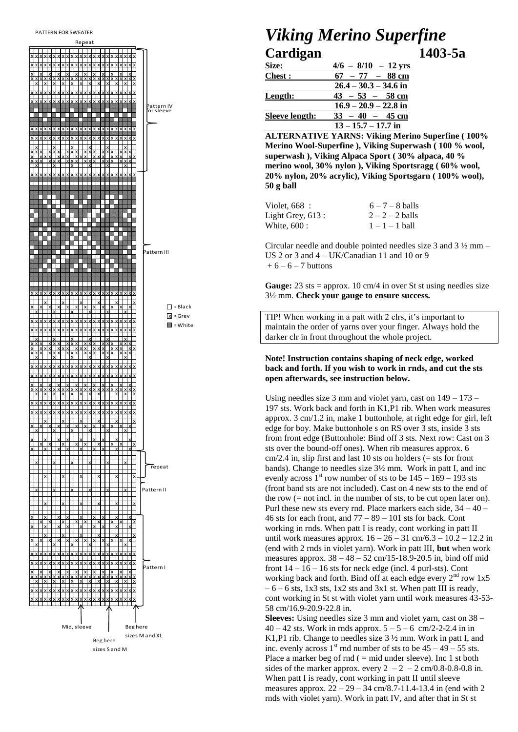PATTERN FOR SWEATER

Repeat

Pattern IV for sleeve

Pattern III

□ = Black
☒ = Grey
■ = White

repeat

Pattern II

Pattern I

Mid, sleeve

Beg here sizes M and XL

Beg here sizes S and M

# *Viking Merino Superfine*

## Cardigan 1403-5a

| | |
|---|---|
| **Size:** | **4/6 – 8/10 – 12 yrs** |
| **Chest :** | **67 – 77 – 88 cm** |
| | **26.4 – 30.3 – 34.6 in** |
| **Length:** | **43 – 53 – 58 cm** |
| | **16.9 – 20.9 – 22.8 in** |
| **Sleeve length:** | **33 – 40 – 45 cm** |
| | **13 – 15.7 – 17.7 in** |

**ALTERNATIVE YARNS: Viking Merino Superfine ( 100% Merino Wool-Superfine ), Viking Superwash ( 100 % wool, superwash ), Viking Alpaca Sport ( 30% alpaca, 40 % merino wool, 30% nylon ), Viking Sportsragg ( 60% wool, 20% nylon, 20% acrylic), Viking Sportsgarn ( 100% wool), 50 g ball**

| | |
|---|---|
| Violet, 668 : | 6 – 7 – 8 balls |
| Light Grey, 613 : | 2 – 2 – 2 balls |
| White, 600 : | 1 – 1 – 1 ball |

Circular needle and double pointed needles size 3 and 3 ½ mm – US 2 or 3 and 4 – UK/Canadian 11 and 10 or 9 + 6 – 6 – 7 buttons

**Gauge:** 23 sts = approx. 10 cm/4 in over St st using needles size 3½ mm. **Check your gauge to ensure success.**

TIP! When working in a patt with 2 clrs, it's important to maintain the order of yarns over your finger. Always hold the darker clr in front throughout the whole project.

**Note! Instruction contains shaping of neck edge, worked back and forth. If you wish to work in rnds, and cut the sts open afterwards, see instruction below.**

Using needles size 3 mm and violet yarn, cast on 149 – 173 – 197 sts. Work back and forth in K1,P1 rib. When work measures approx. 3 cm/1.2 in, make 1 buttonhole, at right edge for girl, left edge for boy. Make buttonhole s on RS over 3 sts, inside 3 sts from front edge (Buttonhole: Bind off 3 sts. Next row: Cast on 3 sts over the bound-off ones). When rib measures approx. 6 cm/2.4 in, slip first and last 10 sts on holders (= sts for front bands). Change to needles size 3½ mm. Work in patt I, and inc evenly across 1st row number of sts to be 145 – 169 – 193 sts (front band sts are not included). Cast on 4 new sts to the end of the row (= not incl. in the number of sts, to be cut open later on). Purl these new sts every rnd. Place markers each side, 34 – 40 – 46 sts for each front, and 77 – 89 – 101 sts for back. Cont working in rnds. When patt I is ready, cont working in patt II until work measures approx. 16 – 26 – 31 cm/6.3 – 10.2 – 12.2 in (end with 2 rnds in violet yarn). Work in patt III, **but** when work measures approx. 38 – 48 – 52 cm/15-18.9-20.5 in, bind off mid front 14 – 16 – 16 sts for neck edge (incl. 4 purl-sts). Cont working back and forth. Bind off at each edge every 2nd row 1x5 – 6 – 6 sts, 1x3 sts, 1x2 sts and 3x1 st. When patt III is ready, cont working in St st with violet yarn until work measures 43-53-58 cm/16.9-20.9-22.8 in.

**Sleeves:** Using needles size 3 mm and violet yarn, cast on 38 – 40 – 42 sts. Work in rnds approx. 5 – 5 – 6 cm/2-2-2.4 in in K1,P1 rib. Change to needles size 3 ½ mm. Work in patt I, and inc. evenly across 1st rnd number of sts to be 45 – 49 – 55 sts. Place a marker beg of rnd ( = mid under sleeve). Inc 1 st both sides of the marker approx. every 2 – 2 – 2 cm/0.8-0.8-0.8 in. When patt I is ready, cont working in patt II until sleeve measures approx. 22 – 29 – 34 cm/8.7-11.4-13.4 in (end with 2 rnds with violet yarn). Work in patt IV, and after that in St st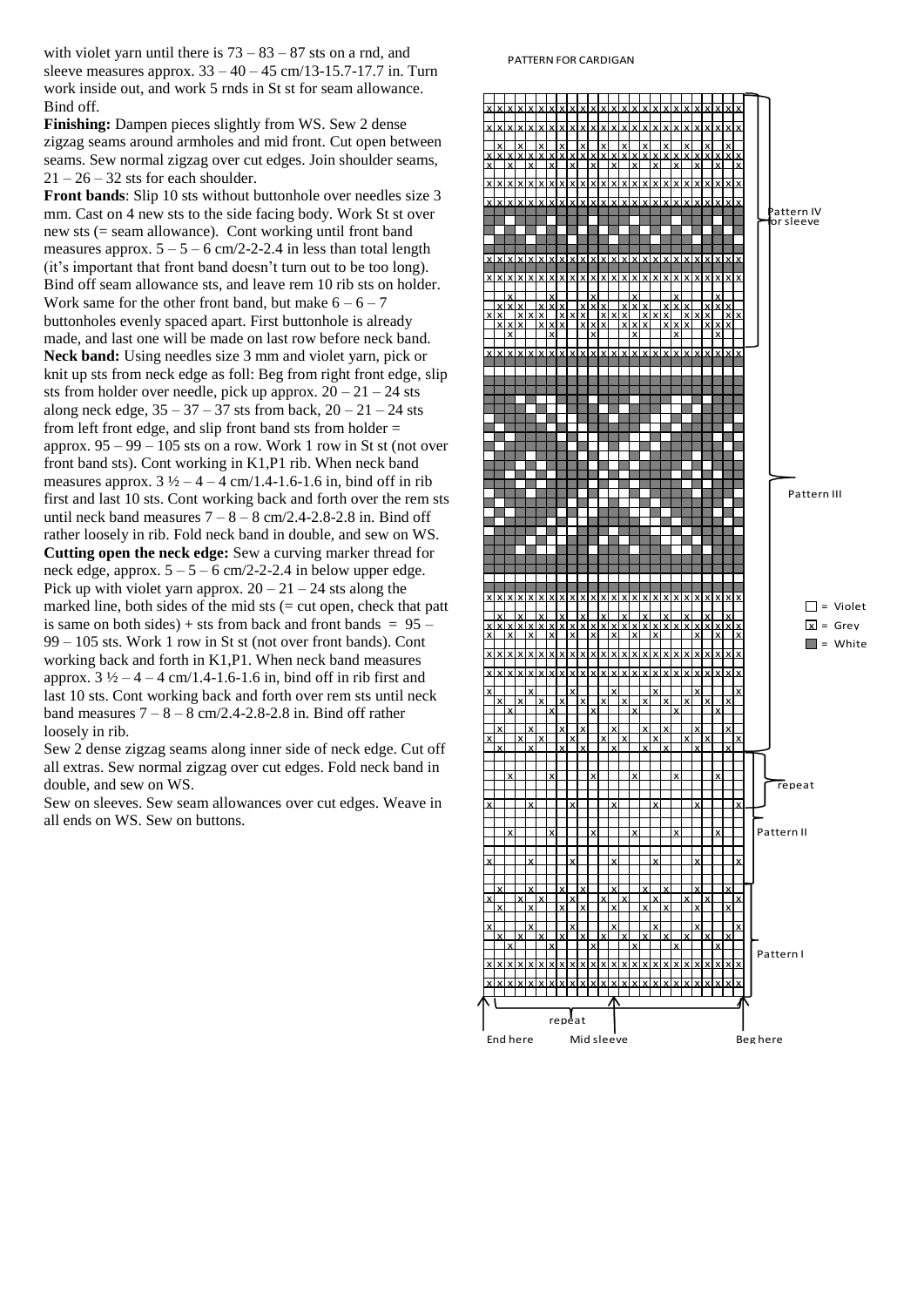with violet yarn until there is 73 – 83 – 87 sts on a rnd, and sleeve measures approx. 33 – 40 – 45 cm/13-15.7-17.7 in. Turn work inside out, and work 5 rnds in St st for seam allowance. Bind off.

**Finishing:** Dampen pieces slightly from WS. Sew 2 dense zigzag seams around armholes and mid front. Cut open between seams. Sew normal zigzag over cut edges. Join shoulder seams, 21 – 26 – 32 sts for each shoulder.

**Front bands**: Slip 10 sts without buttonhole over needles size 3 mm. Cast on 4 new sts to the side facing body. Work St st over new sts (= seam allowance). Cont working until front band measures approx. 5 – 5 – 6 cm/2-2-2.4 in less than total length (it's important that front band doesn't turn out to be too long). Bind off seam allowance sts, and leave rem 10 rib sts on holder. Work same for the other front band, but make 6 – 6 – 7 buttonholes evenly spaced apart. First buttonhole is already made, and last one will be made on last row before neck band.

**Neck band:** Using needles size 3 mm and violet yarn, pick or knit up sts from neck edge as foll: Beg from right front edge, slip sts from holder over needle, pick up approx. 20 – 21 – 24 sts along neck edge, 35 – 37 – 37 sts from back, 20 – 21 – 24 sts from left front edge, and slip front band sts from holder = approx. 95 – 99 – 105 sts on a row. Work 1 row in St st (not over front band sts). Cont working in K1,P1 rib. When neck band measures approx. 3 ½ – 4 – 4 cm/1.4-1.6-1.6 in, bind off in rib first and last 10 sts. Cont working back and forth over the rem sts until neck band measures 7 – 8 – 8 cm/2.4-2.8-2.8 in. Bind off rather loosely in rib. Fold neck band in double, and sew on WS.

**Cutting open the neck edge:** Sew a curving marker thread for neck edge, approx. 5 – 5 – 6 cm/2-2-2.4 in below upper edge. Pick up with violet yarn approx. 20 – 21 – 24 sts along the marked line, both sides of the mid sts (= cut open, check that patt is same on both sides) + sts from back and front bands = 95 – 99 – 105 sts. Work 1 row in St st (not over front bands). Cont working back and forth in K1,P1. When neck band measures approx. 3 ½ – 4 – 4 cm/1.4-1.6-1.6 in, bind off in rib first and last 10 sts. Cont working back and forth over rem sts until neck band measures 7 – 8 – 8 cm/2.4-2.8-2.8 in. Bind off rather loosely in rib.

Sew 2 dense zigzag seams along inner side of neck edge. Cut off all extras. Sew normal zigzag over cut edges. Fold neck band in double, and sew on WS.

Sew on sleeves. Sew seam allowances over cut edges. Weave in all ends on WS. Sew on buttons.

PATTERN FOR CARDIGAN

Pattern IV for sleeve

Pattern III

repeat

Pattern II

Pattern I

□ = Violet

☒ = Grey

■ = White

repeat

End here — Mid sleeve — Beg here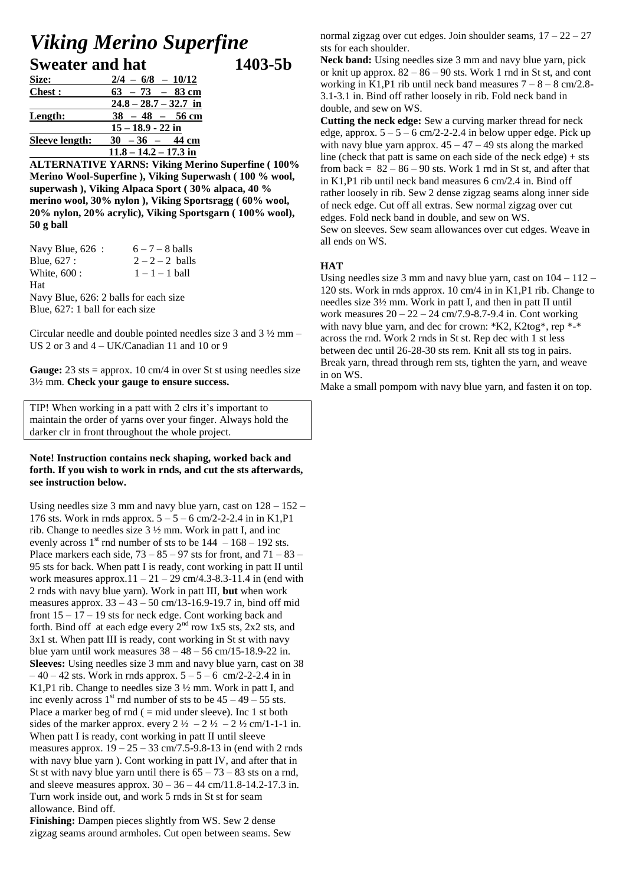# *Viking Merino Superfine*

## Sweater and hat 1403-5b

| **Size:** | **2/4 – 6/8 – 10/12** |
|---|---|
| **Chest :** | **63 – 73 – 83 cm** |
| | **24.8 – 28.7 – 32.7 in** |
| **Length:** | **38 – 48 – 56 cm** |
| | **15 – 18.9 - 22 in** |
| **Sleeve length:** | **30 – 36 – 44 cm** |
| | **11.8 – 14.2 – 17.3 in** |

**ALTERNATIVE YARNS: Viking Merino Superfine ( 100% Merino Wool-Superfine ), Viking Superwash ( 100 % wool, superwash ), Viking Alpaca Sport ( 30% alpaca, 40 % merino wool, 30% nylon ), Viking Sportsragg ( 60% wool, 20% nylon, 20% acrylic), Viking Sportsgarn ( 100% wool), 50 g ball**

Navy Blue, 626 : 6 – 7 – 8 balls
Blue, 627 : 2 – 2 – 2 balls
White, 600 : 1 – 1 – 1 ball
Hat
Navy Blue, 626: 2 balls for each size
Blue, 627: 1 ball for each size

Circular needle and double pointed needles size 3 and 3 ½ mm – US 2 or 3 and 4 – UK/Canadian 11 and 10 or 9

**Gauge:** 23 sts = approx. 10 cm/4 in over St st using needles size 3½ mm. **Check your gauge to ensure success.**

TIP! When working in a patt with 2 clrs it's important to maintain the order of yarns over your finger. Always hold the darker clr in front throughout the whole project.

**Note! Instruction contains neck shaping, worked back and forth. If you wish to work in rnds, and cut the sts afterwards, see instruction below.**

Using needles size 3 mm and navy blue yarn, cast on 128 – 152 – 176 sts. Work in rnds approx. 5 – 5 – 6 cm/2-2-2.4 in in K1,P1 rib. Change to needles size 3 ½ mm. Work in patt I, and inc evenly across 1st rnd number of sts to be 144 – 168 – 192 sts. Place markers each side, 73 – 85 – 97 sts for front, and 71 – 83 – 95 sts for back. When patt I is ready, cont working in patt II until work measures approx.11 – 21 – 29 cm/4.3-8.3-11.4 in (end with 2 rnds with navy blue yarn). Work in patt III, **but** when work measures approx. 33 – 43 – 50 cm/13-16.9-19.7 in, bind off mid front 15 – 17 – 19 sts for neck edge. Cont working back and forth. Bind off at each edge every 2nd row 1x5 sts, 2x2 sts, and 3x1 st. When patt III is ready, cont working in St st with navy blue yarn until work measures 38 – 48 – 56 cm/15-18.9-22 in.

**Sleeves:** Using needles size 3 mm and navy blue yarn, cast on 38 – 40 – 42 sts. Work in rnds approx. 5 – 5 – 6 cm/2-2-2.4 in in K1,P1 rib. Change to needles size 3 ½ mm. Work in patt I, and inc evenly across 1st rnd number of sts to be 45 – 49 – 55 sts. Place a marker beg of rnd ( = mid under sleeve). Inc 1 st both sides of the marker approx. every 2 ½ – 2 ½ – 2 ½ cm/1-1-1 in. When patt I is ready, cont working in patt II until sleeve measures approx. 19 – 25 – 33 cm/7.5-9.8-13 in (end with 2 rnds with navy blue yarn ). Cont working in patt IV, and after that in St st with navy blue yarn until there is 65 – 73 – 83 sts on a rnd, and sleeve measures approx. 30 – 36 – 44 cm/11.8-14.2-17.3 in. Turn work inside out, and work 5 rnds in St st for seam allowance. Bind off.

**Finishing:** Dampen pieces slightly from WS. Sew 2 dense zigzag seams around armholes. Cut open between seams. Sew normal zigzag over cut edges. Join shoulder seams, 17 – 22 – 27 sts for each shoulder.

**Neck band:** Using needles size 3 mm and navy blue yarn, pick or knit up approx. 82 – 86 – 90 sts. Work 1 rnd in St st, and cont working in K1,P1 rib until neck band measures 7 – 8 – 8 cm/2.8-3.1-3.1 in. Bind off rather loosely in rib. Fold neck band in double, and sew on WS.

**Cutting the neck edge:** Sew a curving marker thread for neck edge, approx. 5 – 5 – 6 cm/2-2-2.4 in below upper edge. Pick up with navy blue yarn approx. 45 – 47 – 49 sts along the marked line (check that patt is same on each side of the neck edge) + sts from back = 82 – 86 – 90 sts. Work 1 rnd in St st, and after that in K1,P1 rib until neck band measures 6 cm/2.4 in. Bind off rather loosely in rib. Sew 2 dense zigzag seams along inner side of neck edge. Cut off all extras. Sew normal zigzag over cut edges. Fold neck band in double, and sew on WS.
Sew on sleeves. Sew seam allowances over cut edges. Weave in all ends on WS.

### HAT

Using needles size 3 mm and navy blue yarn, cast on 104 – 112 – 120 sts. Work in rnds approx. 10 cm/4 in in K1,P1 rib. Change to needles size 3½ mm. Work in patt I, and then in patt II until work measures 20 – 22 – 24 cm/7.9-8.7-9.4 in. Cont working with navy blue yarn, and dec for crown: *K2, K2tog*, rep *-* across the rnd. Work 2 rnds in St st. Rep dec with 1 st less between dec until 26-28-30 sts rem. Knit all sts tog in pairs. Break yarn, thread through rem sts, tighten the yarn, and weave in on WS.
Make a small pompom with navy blue yarn, and fasten it on top.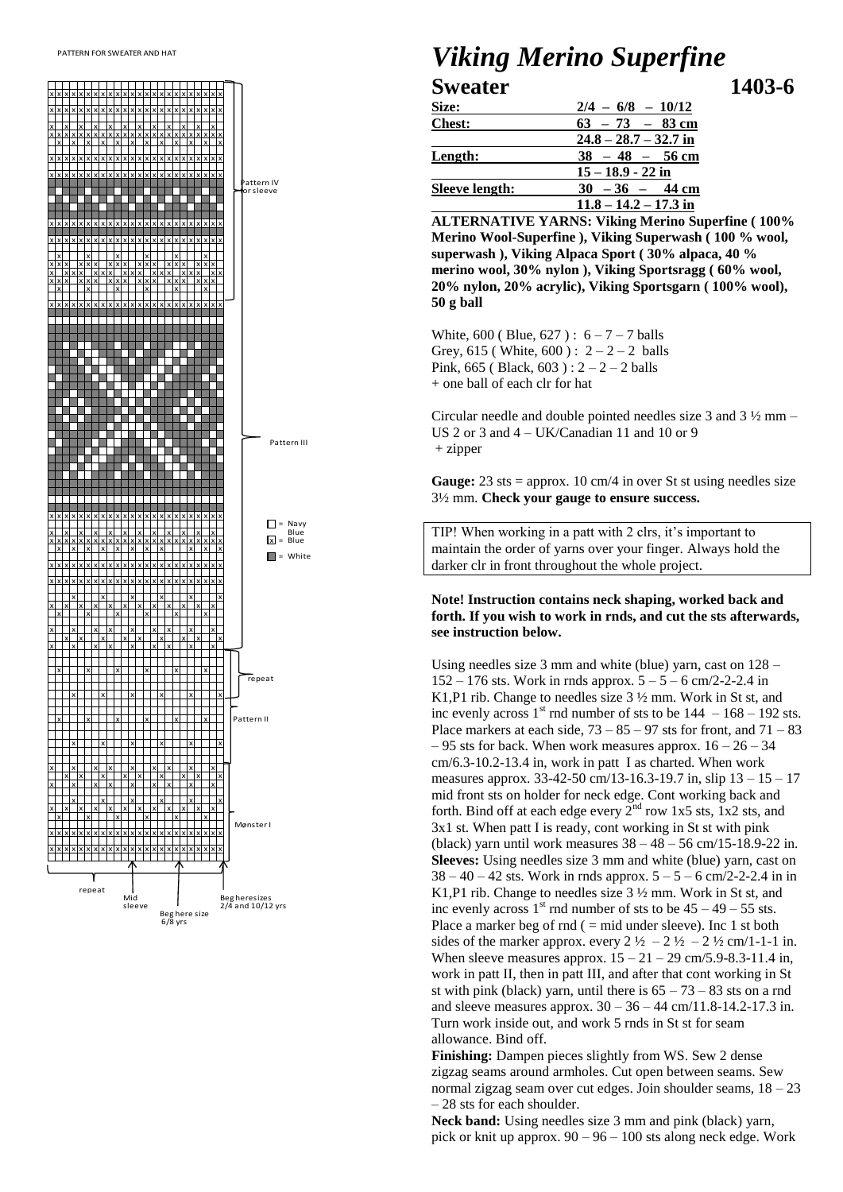PATTERN FOR SWEATER AND HAT

Pattern IV for sleeve

Pattern III

□ = Navy Blue
x = Blue
■ = White

repeat

Pattern II

Mønster I

repeat

Mid sleeve

Beg here size 6/8 yrs

Beg here sizes 2/4 and 10/12 yrs

# *Viking Merino Superfine*

## Sweater 1403-6

| Size: | 2/4 – 6/8 – 10/12 |
|---|---|
| Chest: | 63 – 73 – 83 cm |
| | 24.8 – 28.7 – 32.7 in |
| Length: | 38 – 48 – 56 cm |
| | 15 – 18.9 - 22 in |
| Sleeve length: | 30 – 36 – 44 cm |
| | 11.8 – 14.2 – 17.3 in |

**ALTERNATIVE YARNS: Viking Merino Superfine ( 100% Merino Wool-Superfine ), Viking Superwash ( 100 % wool, superwash ), Viking Alpaca Sport ( 30% alpaca, 40 % merino wool, 30% nylon ), Viking Sportsragg ( 60% wool, 20% nylon, 20% acrylic), Viking Sportsgarn ( 100% wool), 50 g ball**

White, 600 ( Blue, 627 ) : 6 – 7 – 7 balls
Grey, 615 ( White, 600 ) : 2 – 2 – 2 balls
Pink, 665 ( Black, 603 ) : 2 – 2 – 2 balls
+ one ball of each clr for hat

Circular needle and double pointed needles size 3 and 3 ½ mm – US 2 or 3 and 4 – UK/Canadian 11 and 10 or 9
+ zipper

**Gauge:** 23 sts = approx. 10 cm/4 in over St st using needles size 3½ mm. **Check your gauge to ensure success.**

TIP! When working in a patt with 2 clrs, it's important to maintain the order of yarns over your finger. Always hold the darker clr in front throughout the whole project.

**Note! Instruction contains neck shaping, worked back and forth. If you wish to work in rnds, and cut the sts afterwards, see instruction below.**

Using needles size 3 mm and white (blue) yarn, cast on 128 – 152 – 176 sts. Work in rnds approx. 5 – 5 – 6 cm/2-2-2.4 in K1,P1 rib. Change to needles size 3 ½ mm. Work in St st, and inc evenly across 1st rnd number of sts to be 144 – 168 – 192 sts. Place markers at each side, 73 – 85 – 97 sts for front, and 71 – 83 – 95 sts for back. When work measures approx. 16 – 26 – 34 cm/6.3-10.2-13.4 in, work in patt I as charted. When work measures approx. 33-42-50 cm/13-16.3-19.7 in, slip 13 – 15 – 17 mid front sts on holder for neck edge. Cont working back and forth. Bind off at each edge every 2nd row 1x5 sts, 1x2 sts, and 3x1 st. When patt I is ready, cont working in St st with pink (black) yarn until work measures 38 – 48 – 56 cm/15-18.9-22 in.
**Sleeves:** Using needles size 3 mm and white (blue) yarn, cast on 38 – 40 – 42 sts. Work in rnds approx. 5 – 5 – 6 cm/2-2-2.4 in in K1,P1 rib. Change to needles size 3 ½ mm. Work in St st, and inc evenly across 1st rnd number of sts to be 45 – 49 – 55 sts. Place a marker beg of rnd ( = mid under sleeve). Inc 1 st both sides of the marker approx. every 2 ½ – 2 ½ – 2 ½ cm/1-1-1 in. When sleeve measures approx. 15 – 21 – 29 cm/5.9-8.3-11.4 in, work in patt II, then in patt III, and after that cont working in St st with pink (black) yarn, until there is 65 – 73 – 83 sts on a rnd and sleeve measures approx. 30 – 36 – 44 cm/11.8-14.2-17.3 in. Turn work inside out, and work 5 rnds in St st for seam allowance. Bind off.
**Finishing:** Dampen pieces slightly from WS. Sew 2 dense zigzag seams around armholes. Cut open between seams. Sew normal zigzag seam over cut edges. Join shoulder seams, 18 – 23 – 28 sts for each shoulder.
**Neck band:** Using needles size 3 mm and pink (black) yarn, pick or knit up approx. 90 – 96 – 100 sts along neck edge. Work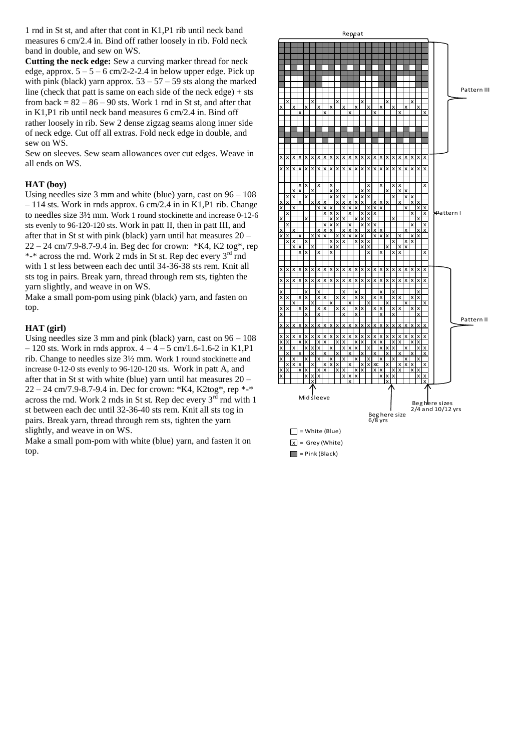1 rnd in St st, and after that cont in K1,P1 rib until neck band measures 6 cm/2.4 in. Bind off rather loosely in rib. Fold neck band in double, and sew on WS.

**Cutting the neck edge:** Sew a curving marker thread for neck edge, approx. 5 – 5 – 6 cm/2-2-2.4 in below upper edge. Pick up with pink (black) yarn approx. 53 – 57 – 59 sts along the marked line (check that patt is same on each side of the neck edge) + sts from back = 82 – 86 – 90 sts. Work 1 rnd in St st, and after that in K1,P1 rib until neck band measures 6 cm/2.4 in. Bind off rather loosely in rib. Sew 2 dense zigzag seams along inner side of neck edge. Cut off all extras. Fold neck edge in double, and sew on WS.

Sew on sleeves. Sew seam allowances over cut edges. Weave in all ends on WS.

### HAT (boy)

Using needles size 3 mm and white (blue) yarn, cast on 96 – 108 – 114 sts. Work in rnds approx. 6 cm/2.4 in in K1,P1 rib. Change to needles size 3½ mm. Work 1 round stockinette and increase 0-12-6 sts evenly to 96-120-120 sts. Work in patt II, then in patt III, and after that in St st with pink (black) yarn until hat measures 20 – 22 – 24 cm/7.9-8.7-9.4 in. Beg dec for crown: *K4, K2 tog*, rep *-* across the rnd. Work 2 rnds in St st. Rep dec every 3rd rnd with 1 st less between each dec until 34-36-38 sts rem. Knit all sts tog in pairs. Break yarn, thread through rem sts, tighten the yarn slightly, and weave in on WS.

Make a small pom-pom using pink (black) yarn, and fasten on top.

### HAT (girl)

Using needles size 3 mm and pink (black) yarn, cast on 96 – 108 – 120 sts. Work in rnds approx. 4 – 4 – 5 cm/1.6-1.6-2 in K1,P1 rib. Change to needles size 3½ mm. Work 1 round stockinette and increase 0-12-0 sts evenly to 96-120-120 sts. Work in patt A, and after that in St st with white (blue) yarn until hat measures 20 – 22 – 24 cm/7.9-8.7-9.4 in. Dec for crown: *K4, K2tog*, rep *-* across the rnd. Work 2 rnds in St st. Rep dec every 3rd rnd with 1 st between each dec until 32-36-40 sts rem. Knit all sts tog in pairs. Break yarn, thread through rem sts, tighten the yarn slightly, and weave in on WS.

Make a small pom-pom with white (blue) yarn, and fasten it on top.

Repeat

Pattern III

Pattern I

Pattern II

Mid sleeve

Beg here size 6/8 yrs

Beg here sizes 2/4 and 10/12 yrs

☐ = White (Blue)

☒ = Grey (White)

■ = Pink (Black)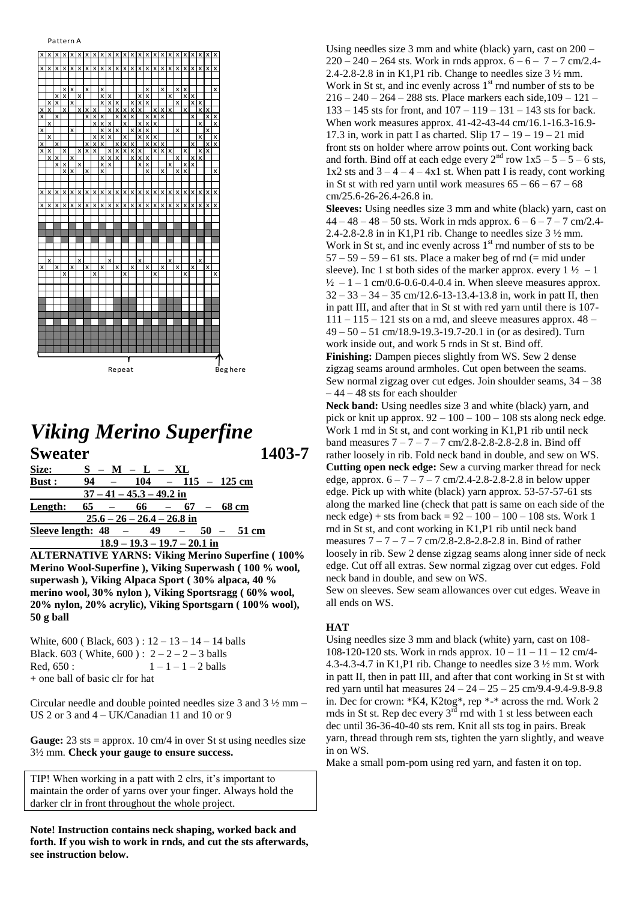Pattern A

Repeat    Beg here

# *Viking Merino Superfine*

## Sweater 1403-7

| Size: | S – M – L – XL |
|---|---|
| Bust : | 94 – 104 – 115 – 125 cm |
| | 37 – 41 – 45.3 – 49.2 in |
| Length: | 65 – 66 – 67 – 68 cm |
| | 25.6 – 26 – 26.4 – 26.8 in |
| Sleeve length: | 48 – 49 – 50 – 51 cm |
| | 18.9 – 19.3 – 19.7 – 20.1 in |

**ALTERNATIVE YARNS: Viking Merino Superfine ( 100% Merino Wool-Superfine ), Viking Superwash ( 100 % wool, superwash ), Viking Alpaca Sport ( 30% alpaca, 40 % merino wool, 30% nylon ), Viking Sportsragg ( 60% wool, 20% nylon, 20% acrylic), Viking Sportsgarn ( 100% wool), 50 g ball**

White, 600 ( Black, 603 ) : 12 – 13 – 14 – 14 balls
Black. 603 ( White, 600 ) : 2 – 2 – 2 – 3 balls
Red, 650 : 1 – 1 – 1 – 2 balls
+ one ball of basic clr for hat

Circular needle and double pointed needles size 3 and 3 ½ mm – US 2 or 3 and 4 – UK/Canadian 11 and 10 or 9

**Gauge:** 23 sts = approx. 10 cm/4 in over St st using needles size 3½ mm. **Check your gauge to ensure success.**

TIP! When working in a patt with 2 clrs, it's important to maintain the order of yarns over your finger. Always hold the darker clr in front throughout the whole project.

**Note! Instruction contains neck shaping, worked back and forth. If you wish to work in rnds, and cut the sts afterwards, see instruction below.**

Using needles size 3 mm and white (black) yarn, cast on 200 – 220 – 240 – 264 sts. Work in rnds approx. 6 – 6 – 7 – 7 cm/2.4-2.4-2.8-2.8 in in K1,P1 rib. Change to needles size 3 ½ mm. Work in St st, and inc evenly across 1st rnd number of sts to be 216 – 240 – 264 – 288 sts. Place markers each side,109 – 121 – 133 – 145 sts for front, and 107 – 119 – 131 – 143 sts for back. When work measures approx. 41-42-43-44 cm/16.1-16.3-16.9-17.3 in, work in patt I as charted. Slip 17 – 19 – 19 – 21 mid front sts on holder where arrow points out. Cont working back and forth. Bind off at each edge every 2nd row 1x5 – 5 – 5 – 6 sts, 1x2 sts and 3 – 4 – 4 – 4x1 st. When patt I is ready, cont working in St st with red yarn until work measures 65 – 66 – 67 – 68 cm/25.6-26-26.4-26.8 in.

**Sleeves:** Using needles size 3 mm and white (black) yarn, cast on 44 – 48 – 48 – 50 sts. Work in rnds approx. 6 – 6 – 7 – 7 cm/2.4-2.4-2.8-2.8 in in K1,P1 rib. Change to needles size 3 ½ mm. Work in St st, and inc evenly across 1st rnd number of sts to be 57 – 59 – 59 – 61 sts. Place a maker beg of rnd (= mid under sleeve). Inc 1 st both sides of the marker approx. every 1 ½ – 1 ½ – 1 – 1 cm/0.6-0.6-0.4-0.4 in. When sleeve measures approx. 32 – 33 – 34 – 35 cm/12.6-13-13.4-13.8 in, work in patt II, then in patt III, and after that in St st with red yarn until there is 107-111 – 115 – 121 sts on a rnd, and sleeve measures approx. 48 – 49 – 50 – 51 cm/18.9-19.3-19.7-20.1 in (or as desired). Turn work inside out, and work 5 rnds in St st. Bind off.

**Finishing:** Dampen pieces slightly from WS. Sew 2 dense zigzag seams around armholes. Cut open between the seams. Sew normal zigzag over cut edges. Join shoulder seams, 34 – 38 – 44 – 48 sts for each shoulder

**Neck band:** Using needles size 3 and white (black) yarn, and pick or knit up approx. 92 – 100 – 100 – 108 sts along neck edge. Work 1 rnd in St st, and cont working in K1,P1 rib until neck band measures 7 – 7 – 7 – 7 cm/2.8-2.8-2.8-2.8 in. Bind off rather loosely in rib. Fold neck band in double, and sew on WS.

**Cutting open neck edge:** Sew a curving marker thread for neck edge, approx. 6 – 7 – 7 – 7 cm/2.4-2.8-2.8-2.8 in below upper edge. Pick up with white (black) yarn approx. 53-57-57-61 sts along the marked line (check that patt is same on each side of the neck edge) + sts from back = 92 – 100 – 100 – 108 sts. Work 1 rnd in St st, and cont working in K1,P1 rib until neck band measures 7 – 7 – 7 – 7 cm/2.8-2.8-2.8-2.8 in. Bind of rather loosely in rib. Sew 2 dense zigzag seams along inner side of neck edge. Cut off all extras. Sew normal zigzag over cut edges. Fold neck band in double, and sew on WS.

Sew on sleeves. Sew seam allowances over cut edges. Weave in all ends on WS.

### HAT

Using needles size 3 mm and black (white) yarn, cast on 108-108-120-120 sts. Work in rnds approx. 10 – 11 – 11 – 12 cm/4-4.3-4.3-4.7 in in K1,P1 rib. Change to needles size 3 ½ mm. Work in patt II, then in patt III, and after that cont working in St st with red yarn until hat measures 24 – 24 – 25 – 25 cm/9.4-9.4-9.8-9.8 in. Dec for crown: *K4, K2tog*, rep *-* across the rnd. Work 2 rnds in St st. Rep dec every 3rd rnd with 1 st less between each dec until 36-36-40-40 sts rem. Knit all sts tog in pairs. Break yarn, thread through rem sts, tighten the yarn slightly, and weave in on WS.

Make a small pom-pom using red yarn, and fasten it on top.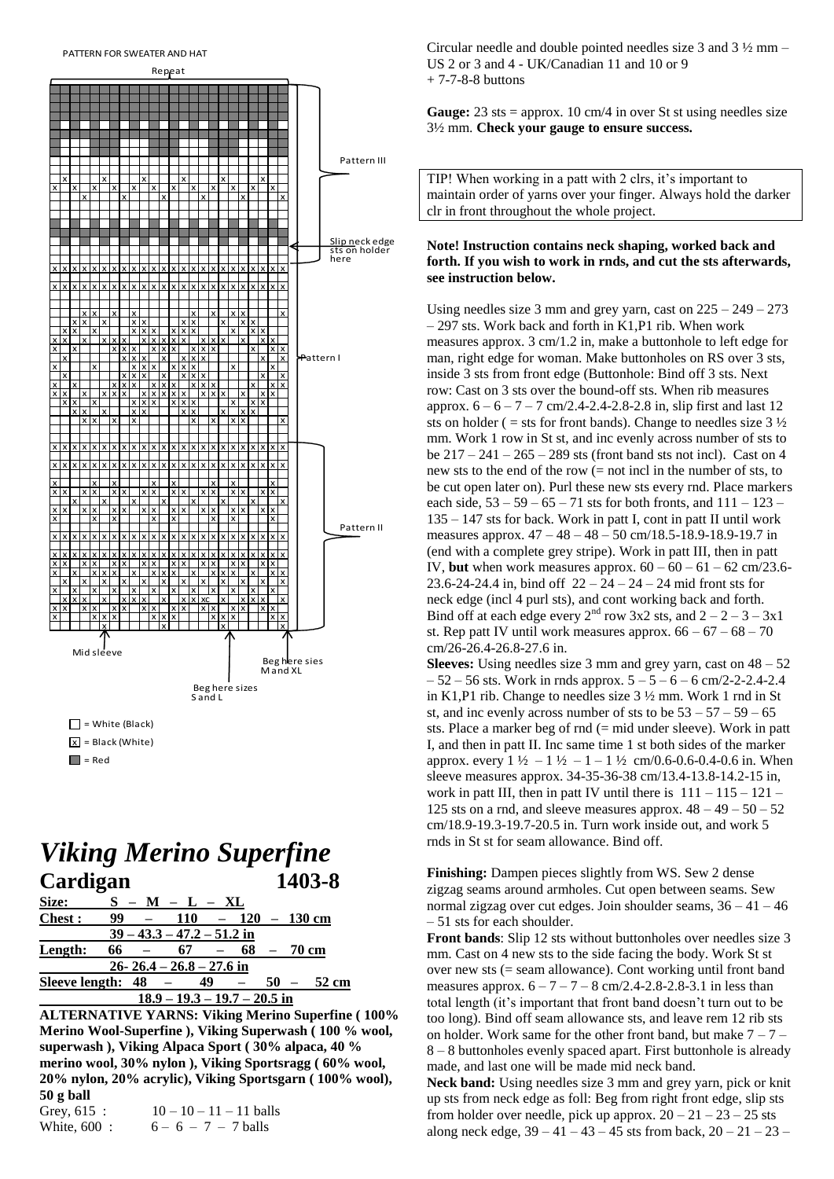PATTERN FOR SWEATER AND HAT

Repeat

Pattern III

Slip neck edge sts on holder here

Pattern I

Pattern II

Mid sleeve

Beg here sies M and XL

Beg here sizes S and L

= White (Black)

x = Black (White)

= Red

# *Viking Merino Superfine*

## Cardigan 1403-8

| Size: | S – M – L – XL |
|---|---|
| Chest : | 99 – 110 – 120 – 130 cm |
| | 39 – 43.3 – 47.2 – 51.2 in |
| Length: | 66 – 67 – 68 – 70 cm |
| | 26- 26.4 – 26.8 – 27.6 in |
| Sleeve length: | 48 – 49 – 50 – 52 cm |
| | 18.9 – 19.3 – 19.7 – 20.5 in |

**ALTERNATIVE YARNS: Viking Merino Superfine ( 100% Merino Wool-Superfine ), Viking Superwash ( 100 % wool, superwash ), Viking Alpaca Sport ( 30% alpaca, 40 % merino wool, 30% nylon ), Viking Sportsragg ( 60% wool, 20% nylon, 20% acrylic), Viking Sportsgarn ( 100% wool), 50 g ball**

Grey, 615 : 10 – 10 – 11 – 11 balls
White, 600 : 6 – 6 – 7 – 7 balls

Circular needle and double pointed needles size 3 and 3 ½ mm – US 2 or 3 and 4 - UK/Canadian 11 and 10 or 9
+ 7-7-8-8 buttons

**Gauge:** 23 sts = approx. 10 cm/4 in over St st using needles size 3½ mm. **Check your gauge to ensure success.**

TIP! When working in a patt with 2 clrs, it's important to maintain order of yarns over your finger. Always hold the darker clr in front throughout the whole project.

**Note! Instruction contains neck shaping, worked back and forth. If you wish to work in rnds, and cut the sts afterwards, see instruction below.**

Using needles size 3 mm and grey yarn, cast on 225 – 249 – 273 – 297 sts. Work back and forth in K1,P1 rib. When work measures approx. 3 cm/1.2 in, make a buttonhole to left edge for man, right edge for woman. Make buttonholes on RS over 3 sts, inside 3 sts from front edge (Buttonhole: Bind off 3 sts. Next row: Cast on 3 sts over the bound-off sts. When rib measures approx. 6 – 6 – 7 – 7 cm/2.4-2.4-2.8-2.8 in, slip first and last 12 sts on holder ( = sts for front bands). Change to needles size 3 ½ mm. Work 1 row in St st, and inc evenly across number of sts to be 217 – 241 – 265 – 289 sts (front band sts not incl). Cast on 4 new sts to the end of the row (= not incl in the number of sts, to be cut open later on). Purl these new sts every rnd. Place markers each side, 53 – 59 – 65 – 71 sts for both fronts, and 111 – 123 – 135 – 147 sts for back. Work in patt I, cont in patt II until work measures approx. 47 – 48 – 48 – 50 cm/18.5-18.9-18.9-19.7 in (end with a complete grey stripe). Work in patt III, then in patt IV, **but** when work measures approx. 60 – 60 – 61 – 62 cm/23.6-23.6-24-24.4 in, bind off 22 – 24 – 24 – 24 mid front sts for neck edge (incl 4 purl sts), and cont working back and forth. Bind off at each edge every 2[nd] row 3x2 sts, and 2 – 2 – 3 – 3x1 st. Rep patt IV until work measures approx. 66 – 67 – 68 – 70 cm/26-26.4-26.8-27.6 in.

**Sleeves:** Using needles size 3 mm and grey yarn, cast on 48 – 52 – 52 – 56 sts. Work in rnds approx. 5 – 5 – 6 – 6 cm/2-2-2.4-2.4 in K1,P1 rib. Change to needles size 3 ½ mm. Work 1 rnd in St st, and inc evenly across number of sts to be 53 – 57 – 59 – 65 sts. Place a marker beg of rnd (= mid under sleeve). Work in patt I, and then in patt II. Inc same time 1 st both sides of the marker approx. every 1 ½ – 1 ½ – 1 – 1 ½ cm/0.6-0.6-0.4-0.6 in. When sleeve measures approx. 34-35-36-38 cm/13.4-13.8-14.2-15 in, work in patt III, then in patt IV until there is 111 – 115 – 121 – 125 sts on a rnd, and sleeve measures approx. 48 – 49 – 50 – 52 cm/18.9-19.3-19.7-20.5 in. Turn work inside out, and work 5 rnds in St st for seam allowance. Bind off.

**Finishing:** Dampen pieces slightly from WS. Sew 2 dense zigzag seams around armholes. Cut open between seams. Sew normal zigzag over cut edges. Join shoulder seams, 36 – 41 – 46 – 51 sts for each shoulder.

**Front bands**: Slip 12 sts without buttonholes over needles size 3 mm. Cast on 4 new sts to the side facing the body. Work St st over new sts (= seam allowance). Cont working until front band measures approx. 6 – 7 – 7 – 8 cm/2.4-2.8-2.8-3.1 in less than total length (it's important that front band doesn't turn out to be too long). Bind off seam allowance sts, and leave rem 12 rib sts on holder. Work same for the other front band, but make 7 – 7 – 8 – 8 buttonholes evenly spaced apart. First buttonhole is already made, and last one will be made mid neck band.

**Neck band:** Using needles size 3 mm and grey yarn, pick or knit up sts from neck edge as foll: Beg from right front edge, slip sts from holder over needle, pick up approx. 20 – 21 – 23 – 25 sts along neck edge, 39 – 41 – 43 – 45 sts from back, 20 – 21 – 23 –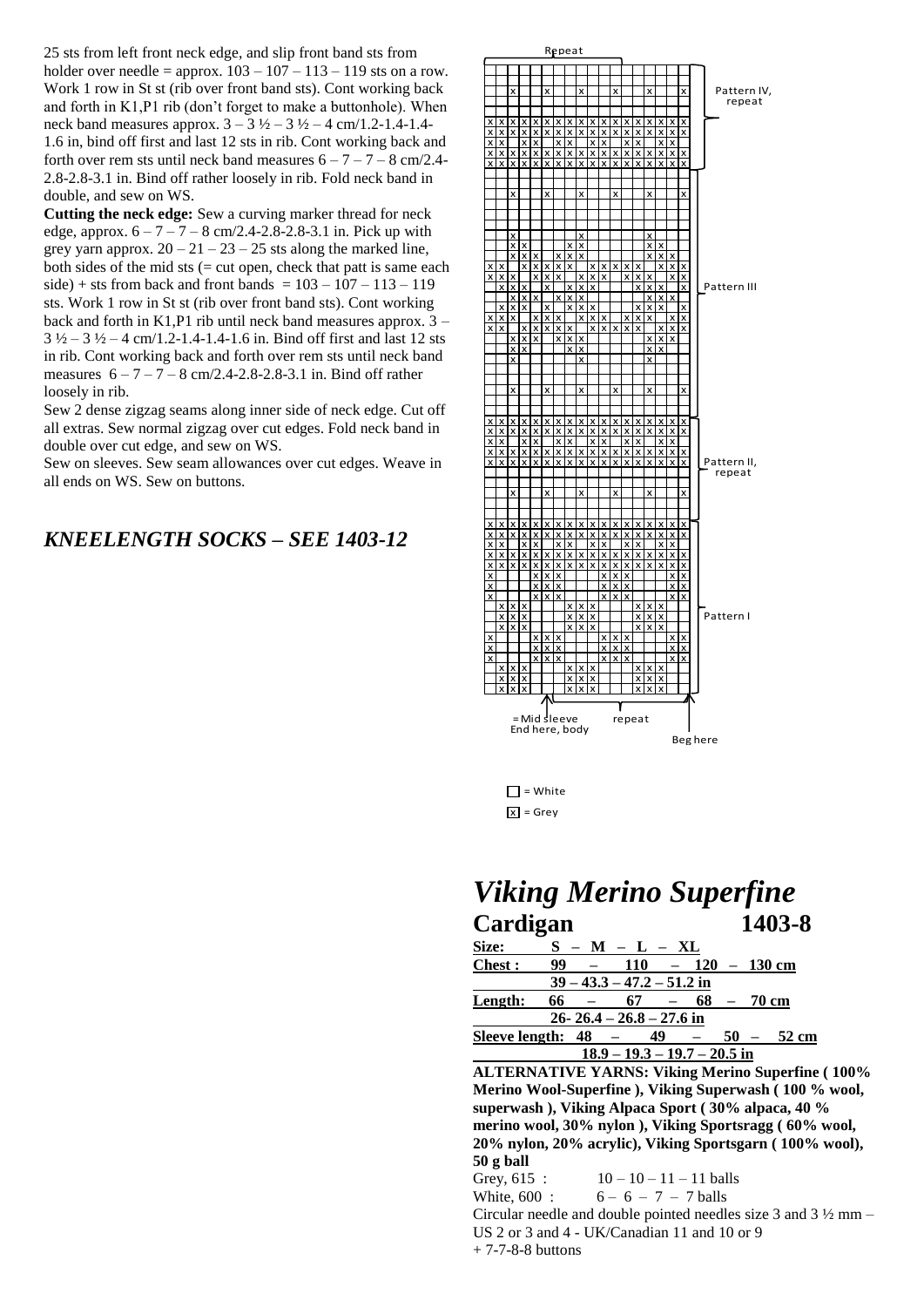25 sts from left front neck edge, and slip front band sts from holder over needle = approx. 103 – 107 – 113 – 119 sts on a row. Work 1 row in St st (rib over front band sts). Cont working back and forth in K1,P1 rib (don't forget to make a buttonhole). When neck band measures approx. 3 – 3 ½ – 3 ½ – 4 cm/1.2-1.4-1.4-1.6 in, bind off first and last 12 sts in rib. Cont working back and forth over rem sts until neck band measures 6 – 7 – 7 – 8 cm/2.4-2.8-2.8-3.1 in. Bind off rather loosely in rib. Fold neck band in double, and sew on WS.

**Cutting the neck edge:** Sew a curving marker thread for neck edge, approx. 6 – 7 – 7 – 8 cm/2.4-2.8-2.8-3.1 in. Pick up with grey yarn approx. 20 – 21 – 23 – 25 sts along the marked line, both sides of the mid sts (= cut open, check that patt is same each side) + sts from back and front bands = 103 – 107 – 113 – 119 sts. Work 1 row in St st (rib over front band sts). Cont working back and forth in K1,P1 rib until neck band measures approx. 3 – 3 ½ – 3 ½ – 4 cm/1.2-1.4-1.4-1.6 in. Bind off first and last 12 sts in rib. Cont working back and forth over rem sts until neck band measures 6 – 7 – 7 – 8 cm/2.4-2.8-2.8-3.1 in. Bind off rather loosely in rib.

Sew 2 dense zigzag seams along inner side of neck edge. Cut off all extras. Sew normal zigzag over cut edges. Fold neck band in double over cut edge, and sew on WS.

Sew on sleeves. Sew seam allowances over cut edges. Weave in all ends on WS. Sew on buttons.

## *KNEELENGTH SOCKS – SEE 1403-12*

Repeat

Pattern IV, repeat

Pattern III

Pattern II, repeat

Pattern I

= Mid sleeve
End here, body

repeat

Beg here

☐ = White
☒ = Grey

# *Viking Merino Superfine*

## Cardigan 1403-8

| Size: | S – M – L – XL |
|---|---|
| Chest : | 99 – 110 – 120 – 130 cm |
| | 39 – 43.3 – 47.2 – 51.2 in |
| Length: | 66 – 67 – 68 – 70 cm |
| | 26- 26.4 – 26.8 – 27.6 in |
| Sleeve length: | 48 – 49 – 50 – 52 cm |
| | 18.9 – 19.3 – 19.7 – 20.5 in |

**ALTERNATIVE YARNS: Viking Merino Superfine ( 100% Merino Wool-Superfine ), Viking Superwash ( 100 % wool, superwash ), Viking Alpaca Sport ( 30% alpaca, 40 % merino wool, 30% nylon ), Viking Sportsragg ( 60% wool, 20% nylon, 20% acrylic), Viking Sportsgarn ( 100% wool), 50 g ball**

Grey, 615 : 10 – 10 – 11 – 11 balls
White, 600 : 6 – 6 – 7 – 7 balls

Circular needle and double pointed needles size 3 and 3 ½ mm – US 2 or 3 and 4 - UK/Canadian 11 and 10 or 9
+ 7-7-8-8 buttons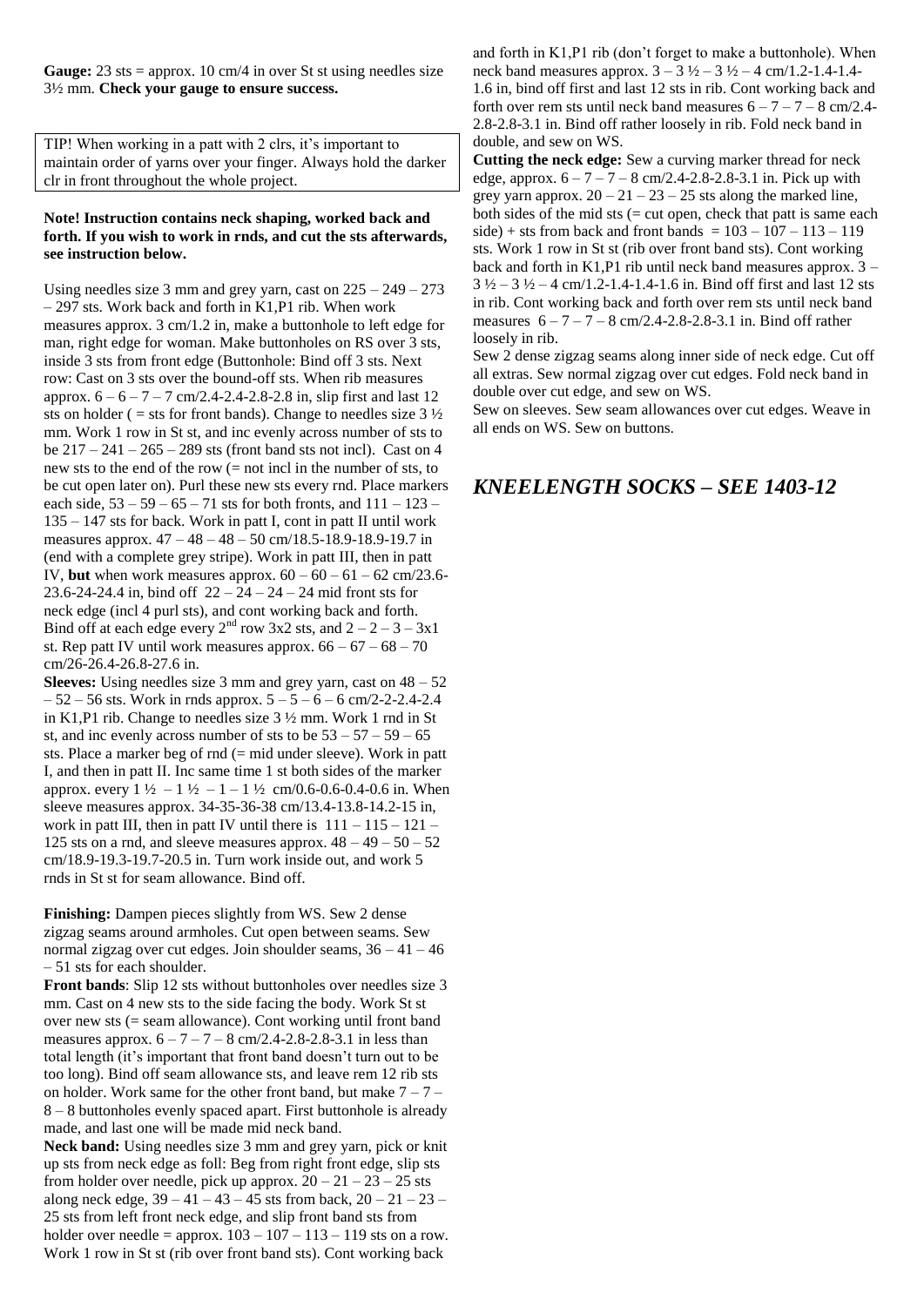**Gauge:** 23 sts = approx. 10 cm/4 in over St st using needles size 3½ mm. **Check your gauge to ensure success.**

TIP! When working in a patt with 2 clrs, it's important to maintain order of yarns over your finger. Always hold the darker clr in front throughout the whole project.

**Note! Instruction contains neck shaping, worked back and forth. If you wish to work in rnds, and cut the sts afterwards, see instruction below.**

Using needles size 3 mm and grey yarn, cast on 225 – 249 – 273 – 297 sts. Work back and forth in K1,P1 rib. When work measures approx. 3 cm/1.2 in, make a buttonhole to left edge for man, right edge for woman. Make buttonholes on RS over 3 sts, inside 3 sts from front edge (Buttonhole: Bind off 3 sts. Next row: Cast on 3 sts over the bound-off sts. When rib measures approx. 6 – 6 – 7 – 7 cm/2.4-2.4-2.8-2.8 in, slip first and last 12 sts on holder ( = sts for front bands). Change to needles size 3 ½ mm. Work 1 row in St st, and inc evenly across number of sts to be 217 – 241 – 265 – 289 sts (front band sts not incl). Cast on 4 new sts to the end of the row (= not incl in the number of sts, to be cut open later on). Purl these new sts every rnd. Place markers each side, 53 – 59 – 65 – 71 sts for both fronts, and 111 – 123 – 135 – 147 sts for back. Work in patt I, cont in patt II until work measures approx. 47 – 48 – 48 – 50 cm/18.5-18.9-18.9-19.7 in (end with a complete grey stripe). Work in patt III, then in patt IV, **but** when work measures approx. 60 – 60 – 61 – 62 cm/23.6-23.6-24-24.4 in, bind off 22 – 24 – 24 – 24 mid front sts for neck edge (incl 4 purl sts), and cont working back and forth. Bind off at each edge every 2nd row 3x2 sts, and 2 – 2 – 3 – 3x1 st. Rep patt IV until work measures approx. 66 – 67 – 68 – 70 cm/26-26.4-26.8-27.6 in.

**Sleeves:** Using needles size 3 mm and grey yarn, cast on 48 – 52 – 52 – 56 sts. Work in rnds approx. 5 – 5 – 6 – 6 cm/2-2-2.4-2.4 in K1,P1 rib. Change to needles size 3 ½ mm. Work 1 rnd in St st, and inc evenly across number of sts to be 53 – 57 – 59 – 65 sts. Place a marker beg of rnd (= mid under sleeve). Work in patt I, and then in patt II. Inc same time 1 st both sides of the marker approx. every 1 ½ – 1 ½ – 1 – 1 ½ cm/0.6-0.6-0.4-0.6 in. When sleeve measures approx. 34-35-36-38 cm/13.4-13.8-14.2-15 in, work in patt III, then in patt IV until there is 111 – 115 – 121 – 125 sts on a rnd, and sleeve measures approx. 48 – 49 – 50 – 52 cm/18.9-19.3-19.7-20.5 in. Turn work inside out, and work 5 rnds in St st for seam allowance. Bind off.

**Finishing:** Dampen pieces slightly from WS. Sew 2 dense zigzag seams around armholes. Cut open between seams. Sew normal zigzag over cut edges. Join shoulder seams, 36 – 41 – 46 – 51 sts for each shoulder.

**Front bands**: Slip 12 sts without buttonholes over needles size 3 mm. Cast on 4 new sts to the side facing the body. Work St st over new sts (= seam allowance). Cont working until front band measures approx. 6 – 7 – 7 – 8 cm/2.4-2.8-2.8-3.1 in less than total length (it's important that front band doesn't turn out to be too long). Bind off seam allowance sts, and leave rem 12 rib sts on holder. Work same for the other front band, but make 7 – 7 – 8 – 8 buttonholes evenly spaced apart. First buttonhole is already made, and last one will be made mid neck band.

**Neck band:** Using needles size 3 mm and grey yarn, pick or knit up sts from neck edge as foll: Beg from right front edge, slip sts from holder over needle, pick up approx. 20 – 21 – 23 – 25 sts along neck edge, 39 – 41 – 43 – 45 sts from back, 20 – 21 – 23 – 25 sts from left front neck edge, and slip front band sts from holder over needle = approx. 103 – 107 – 113 – 119 sts on a row. Work 1 row in St st (rib over front band sts). Cont working back and forth in K1,P1 rib (don't forget to make a buttonhole). When neck band measures approx. 3 – 3 ½ – 3 ½ – 4 cm/1.2-1.4-1.4-1.6 in, bind off first and last 12 sts in rib. Cont working back and forth over rem sts until neck band measures 6 – 7 – 7 – 8 cm/2.4-2.8-2.8-3.1 in. Bind off rather loosely in rib. Fold neck band in double, and sew on WS.

**Cutting the neck edge:** Sew a curving marker thread for neck edge, approx. 6 – 7 – 7 – 8 cm/2.4-2.8-2.8-3.1 in. Pick up with grey yarn approx. 20 – 21 – 23 – 25 sts along the marked line, both sides of the mid sts (= cut open, check that patt is same each side) + sts from back and front bands = 103 – 107 – 113 – 119 sts. Work 1 row in St st (rib over front band sts). Cont working back and forth in K1,P1 rib until neck band measures approx. 3 – 3 ½ – 3 ½ – 4 cm/1.2-1.4-1.4-1.6 in. Bind off first and last 12 sts in rib. Cont working back and forth over rem sts until neck band measures 6 – 7 – 7 – 8 cm/2.4-2.8-2.8-3.1 in. Bind off rather loosely in rib.

Sew 2 dense zigzag seams along inner side of neck edge. Cut off all extras. Sew normal zigzag over cut edges. Fold neck band in double over cut edge, and sew on WS.

Sew on sleeves. Sew seam allowances over cut edges. Weave in all ends on WS. Sew on buttons.

## *KNEELENGTH SOCKS – SEE 1403-12*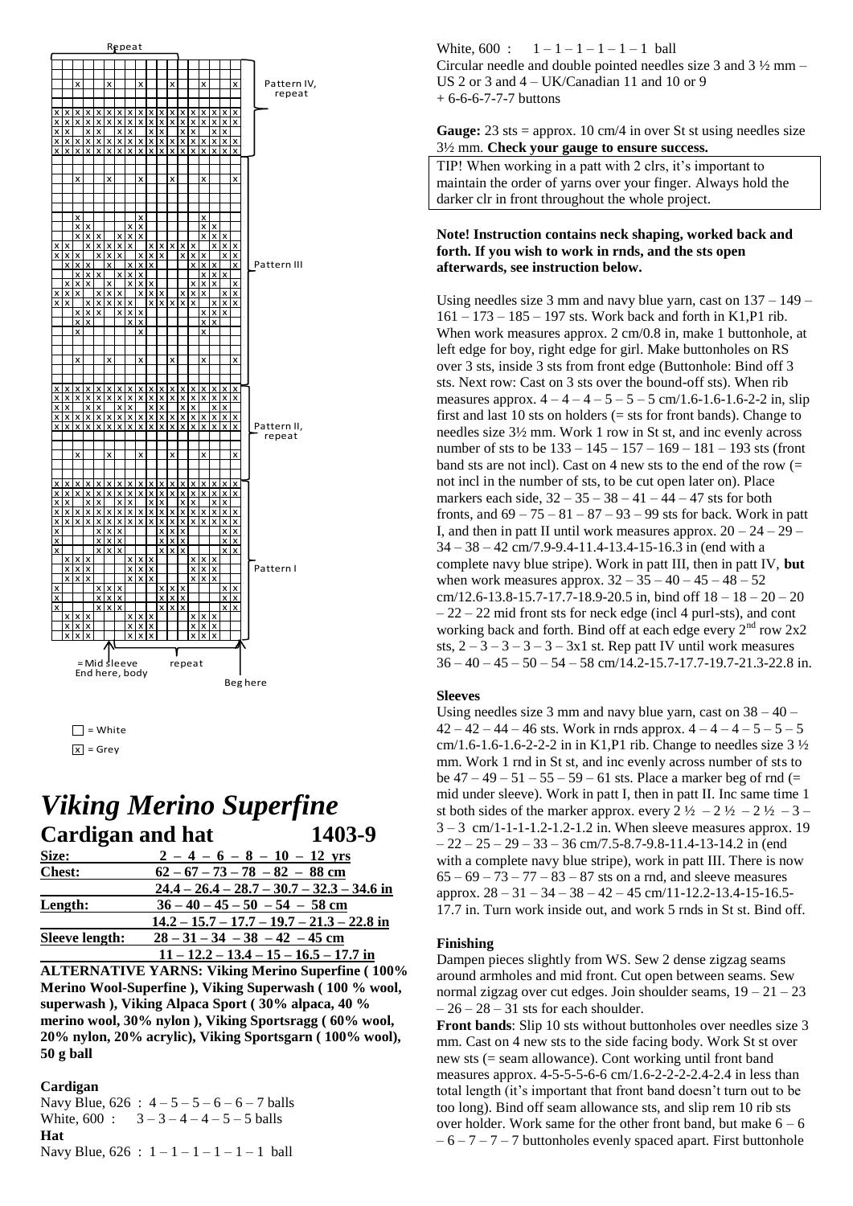Repeat

Pattern IV, repeat

Pattern III

Pattern II, repeat

Pattern I

= Mid sleeve
End here, body

repeat

Beg here

□ = White
x = Grey

# *Viking Merino Superfine*

## Cardigan and hat 1403-9

| | |
|---|---|
| **Size:** | **2 – 4 – 6 – 8 – 10 – 12 yrs** |
| **Chest:** | **62 – 67 – 73 – 78 – 82 – 88 cm** |
| | **24.4 – 26.4 – 28.7 – 30.7 – 32.3 – 34.6 in** |
| **Length:** | **36 – 40 – 45 – 50 – 54 – 58 cm** |
| | **14.2 – 15.7 – 17.7 – 19.7 – 21.3 – 22.8 in** |
| **Sleeve length:** | **28 – 31 – 34 – 38 – 42 – 45 cm** |
| | **11 – 12.2 – 13.4 – 15 – 16.5 – 17.7 in** |

**ALTERNATIVE YARNS: Viking Merino Superfine ( 100% Merino Wool-Superfine ), Viking Superwash ( 100 % wool, superwash ), Viking Alpaca Sport ( 30% alpaca, 40 % merino wool, 30% nylon ), Viking Sportsragg ( 60% wool, 20% nylon, 20% acrylic), Viking Sportsgarn ( 100% wool), 50 g ball**

**Cardigan**
Navy Blue, 626 : 4 – 5 – 5 – 6 – 6 – 7 balls
White, 600 : 3 – 3 – 4 – 4 – 5 – 5 balls
**Hat**
Navy Blue, 626 : 1 – 1 – 1 – 1 – 1 – 1 ball
White, 600 : 1 – 1 – 1 – 1 – 1 – 1 ball
Circular needle and double pointed needles size 3 and 3 ½ mm – US 2 or 3 and 4 – UK/Canadian 11 and 10 or 9
+ 6-6-6-7-7-7 buttons

**Gauge:** 23 sts = approx. 10 cm/4 in over St st using needles size 3½ mm. **Check your gauge to ensure success.**

TIP! When working in a patt with 2 clrs, it's important to maintain the order of yarns over your finger. Always hold the darker clr in front throughout the whole project.

**Note! Instruction contains neck shaping, worked back and forth. If you wish to work in rnds, and the sts open afterwards, see instruction below.**

Using needles size 3 mm and navy blue yarn, cast on 137 – 149 – 161 – 173 – 185 – 197 sts. Work back and forth in K1,P1 rib. When work measures approx. 2 cm/0.8 in, make 1 buttonhole, at left edge for boy, right edge for girl. Make buttonholes on RS over 3 sts, inside 3 sts from front edge (Buttonhole: Bind off 3 sts. Next row: Cast on 3 sts over the bound-off sts). When rib measures approx. 4 – 4 – 4 – 5 – 5 – 5 cm/1.6-1.6-1.6-2-2 in, slip first and last 10 sts on holders (= sts for front bands). Change to needles size 3½ mm. Work 1 row in St st, and inc evenly across number of sts to be 133 – 145 – 157 – 169 – 181 – 193 sts (front band sts are not incl). Cast on 4 new sts to the end of the row (= not incl in the number of sts, to be cut open later on). Place markers each side, 32 – 35 – 38 – 41 – 44 – 47 sts for both fronts, and 69 – 75 – 81 – 87 – 93 – 99 sts for back. Work in patt I, and then in patt II until work measures approx. 20 – 24 – 29 – 34 – 38 – 42 cm/7.9-9.4-11.4-13.4-15-16.3 in (end with a complete navy blue stripe). Work in patt III, then in patt IV, **but** when work measures approx. 32 – 35 – 40 – 45 – 48 – 52 cm/12.6-13.8-15.7-17.7-18.9-20.5 in, bind off 18 – 18 – 20 – 20 – 22 – 22 mid front sts for neck edge (incl 4 purl-sts), and cont working back and forth. Bind off at each edge every 2nd row 2x2 sts, 2 – 3 – 3 – 3 – 3 – 3x1 st. Rep patt IV until work measures 36 – 40 – 45 – 50 – 54 – 58 cm/14.2-15.7-17.7-19.7-21.3-22.8 in.

**Sleeves**
Using needles size 3 mm and navy blue yarn, cast on 38 – 40 – 42 – 42 – 44 – 46 sts. Work in rnds approx. 4 – 4 – 4 – 5 – 5 – 5 cm/1.6-1.6-1.6-2-2-2 in in K1,P1 rib. Change to needles size 3 ½ mm. Work 1 rnd in St st, and inc evenly across number of sts to be 47 – 49 – 51 – 55 – 59 – 61 sts. Place a marker beg of rnd (= mid under sleeve). Work in patt I, then in patt II. Inc same time 1 st both sides of the marker approx. every 2 ½ – 2 ½ – 2 ½ – 3 – 3 – 3 cm/1-1-1-1.2-1.2-1.2 in. When sleeve measures approx. 19 – 22 – 25 – 29 – 33 – 36 cm/7.5-8.7-9.8-11.4-13-14.2 in (end with a complete navy blue stripe), work in patt III. There is now 65 – 69 – 73 – 77 – 83 – 87 sts on a rnd, and sleeve measures approx. 28 – 31 – 34 – 38 – 42 – 45 cm/11-12.2-13.4-15-16.5-17.7 in. Turn work inside out, and work 5 rnds in St st. Bind off.

**Finishing**
Dampen pieces slightly from WS. Sew 2 dense zigzag seams around armholes and mid front. Cut open between seams. Sew normal zigzag over cut edges. Join shoulder seams, 19 – 21 – 23 – 26 – 28 – 31 sts for each shoulder.
**Front bands**: Slip 10 sts without buttonholes over needles size 3 mm. Cast on 4 new sts to the side facing body. Work St st over new sts (= seam allowance). Cont working until front band measures approx. 4-5-5-5-6-6 cm/1.6-2-2-2-2.4-2.4 in less than total length (it's important that front band doesn't turn out to be too long). Bind off seam allowance sts, and slip rem 10 rib sts over holder. Work same for the other front band, but make 6 – 6 – 6 – 7 – 7 – 7 buttonholes evenly spaced apart. First buttonhole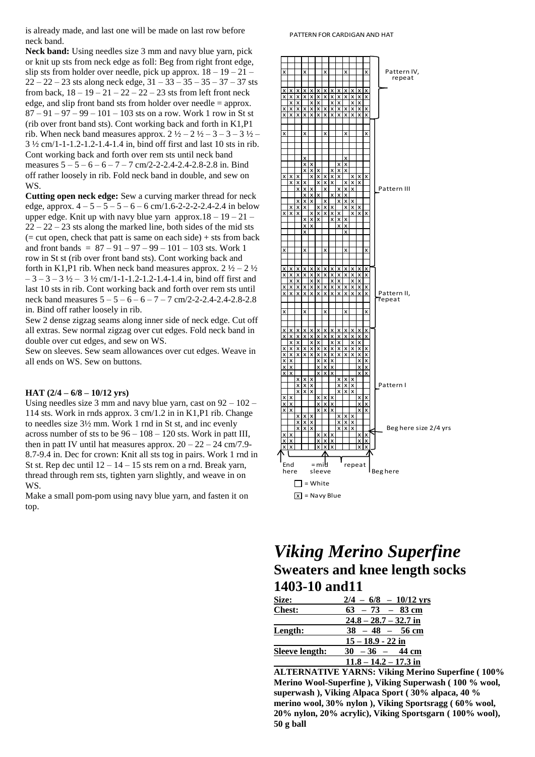is already made, and last one will be made on last row before neck band.

**Neck band:** Using needles size 3 mm and navy blue yarn, pick or knit up sts from neck edge as foll: Beg from right front edge, slip sts from holder over needle, pick up approx. 18 – 19 – 21 – 22 – 22 – 23 sts along neck edge, 31 – 33 – 35 – 35 – 37 – 37 sts from back, 18 – 19 – 21 – 22 – 22 – 23 sts from left front neck edge, and slip front band sts from holder over needle = approx. 87 – 91 – 97 – 99 – 101 – 103 sts on a row. Work 1 row in St st (rib over front band sts). Cont working back and forth in K1,P1 rib. When neck band measures approx. 2 ½ – 2 ½ – 3 – 3 – 3 ½ – 3 ½ cm/1-1-1.2-1.2-1.4-1.4 in, bind off first and last 10 sts in rib. Cont working back and forth over rem sts until neck band measures 5 – 5 – 6 – 6 – 7 – 7 cm/2-2-2.4-2.4-2.8-2.8 in. Bind off rather loosely in rib. Fold neck band in double, and sew on WS.

**Cutting open neck edge:** Sew a curving marker thread for neck edge, approx. 4 – 5 – 5 – 5 – 6 – 6 cm/1.6-2-2-2-2.4-2.4 in below upper edge. Knit up with navy blue yarn approx.18 – 19 – 21 – 22 – 22 – 23 sts along the marked line, both sides of the mid sts (= cut open, check that patt is same on each side) + sts from back and front bands = 87 – 91 – 97 – 99 – 101 – 103 sts. Work 1 row in St st (rib over front band sts). Cont working back and forth in K1,P1 rib. When neck band measures approx. 2 ½ – 2 ½ – 3 – 3 – 3 ½ – 3 ½ cm/1-1-1.2-1.2-1.4-1.4 in, bind off first and last 10 sts in rib. Cont working back and forth over rem sts until neck band measures 5 – 5 – 6 – 6 – 7 – 7 cm/2-2-2.4-2.4-2.8-2.8 in. Bind off rather loosely in rib.

Sew 2 dense zigzag seams along inner side of neck edge. Cut off all extras. Sew normal zigzag over cut edges. Fold neck band in double over cut edges, and sew on WS.

Sew on sleeves. Sew seam allowances over cut edges. Weave in all ends on WS. Sew on buttons.

**HAT (2/4 – 6/8 – 10/12 yrs)**

Using needles size 3 mm and navy blue yarn, cast on 92 – 102 – 114 sts. Work in rnds approx. 3 cm/1.2 in in K1,P1 rib. Change to needles size 3½ mm. Work 1 rnd in St st, and inc evenly across number of sts to be 96 – 108 – 120 sts. Work in patt III, then in patt IV until hat measures approx. 20 – 22 – 24 cm/7.9-8.7-9.4 in. Dec for crown: Knit all sts tog in pairs. Work 1 rnd in St st. Rep dec until 12 – 14 – 15 sts rem on a rnd. Break yarn, thread through rem sts, tighten yarn slightly, and weave in on WS.

Make a small pom-pom using navy blue yarn, and fasten it on top.

PATTERN FOR CARDIGAN AND HAT

Pattern IV, repeat

Pattern III

Pattern II, repeat

Pattern I

Beg here size 2/4 yrs

End here — = mid sleeve — repeat — Beg here

☐ = White

☒ = Navy Blue

# *Viking Merino Superfine*

## Sweaters and knee length socks 1403-10 and11

| **Size:** | **2/4 – 6/8 – 10/12 yrs** |
|---|---|
| **Chest:** | **63 – 73 – 83 cm** |
| | **24.8 – 28.7 – 32.7 in** |
| **Length:** | **38 – 48 – 56 cm** |
| | **15 – 18.9 - 22 in** |
| **Sleeve length:** | **30 – 36 – 44 cm** |
| | **11.8 – 14.2 – 17.3 in** |

**ALTERNATIVE YARNS: Viking Merino Superfine ( 100% Merino Wool-Superfine ), Viking Superwash ( 100 % wool, superwash ), Viking Alpaca Sport ( 30% alpaca, 40 % merino wool, 30% nylon ), Viking Sportsragg ( 60% wool, 20% nylon, 20% acrylic), Viking Sportsgarn ( 100% wool), 50 g ball**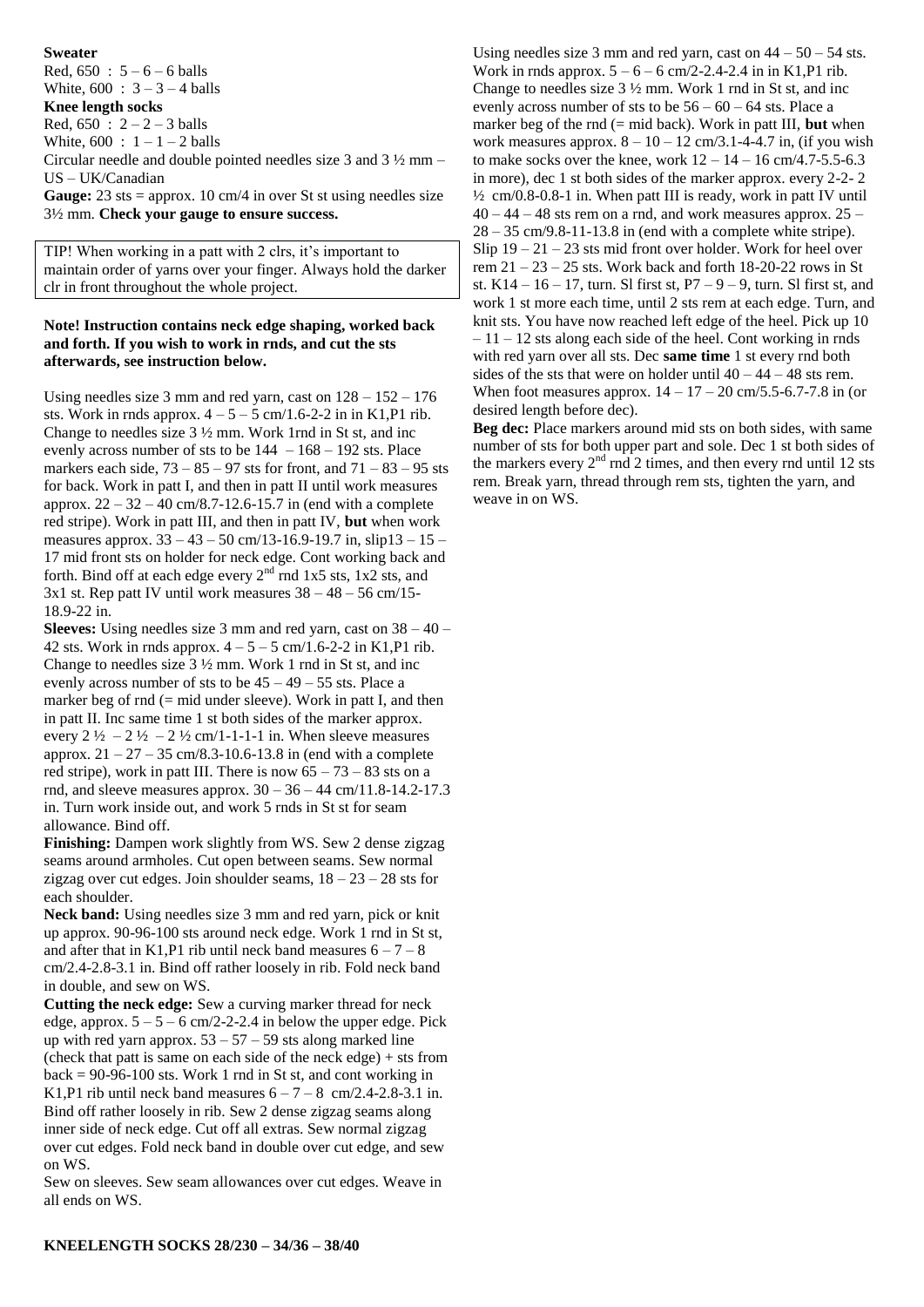**Sweater**
Red, 650 : 5 – 6 – 6 balls
White, 600 : 3 – 3 – 4 balls
**Knee length socks**
Red, 650 : 2 – 2 – 3 balls
White, 600 : 1 – 1 – 2 balls
Circular needle and double pointed needles size 3 and 3 ½ mm – US – UK/Canadian
**Gauge:** 23 sts = approx. 10 cm/4 in over St st using needles size 3½ mm. **Check your gauge to ensure success.**

TIP! When working in a patt with 2 clrs, it's important to maintain order of yarns over your finger. Always hold the darker clr in front throughout the whole project.

**Note! Instruction contains neck edge shaping, worked back and forth. If you wish to work in rnds, and cut the sts afterwards, see instruction below.**

Using needles size 3 mm and red yarn, cast on 128 – 152 – 176 sts. Work in rnds approx. 4 – 5 – 5 cm/1.6-2-2 in in K1,P1 rib. Change to needles size 3 ½ mm. Work 1rnd in St st, and inc evenly across number of sts to be 144 – 168 – 192 sts. Place markers each side, 73 – 85 – 97 sts for front, and 71 – 83 – 95 sts for back. Work in patt I, and then in patt II until work measures approx. 22 – 32 – 40 cm/8.7-12.6-15.7 in (end with a complete red stripe). Work in patt III, and then in patt IV, **but** when work measures approx. 33 – 43 – 50 cm/13-16.9-19.7 in, slip13 – 15 – 17 mid front sts on holder for neck edge. Cont working back and forth. Bind off at each edge every 2nd rnd 1x5 sts, 1x2 sts, and 3x1 st. Rep patt IV until work measures 38 – 48 – 56 cm/15-18.9-22 in.

**Sleeves:** Using needles size 3 mm and red yarn, cast on 38 – 40 – 42 sts. Work in rnds approx. 4 – 5 – 5 cm/1.6-2-2 in in K1,P1 rib. Change to needles size 3 ½ mm. Work 1 rnd in St st, and inc evenly across number of sts to be 45 – 49 – 55 sts. Place a marker beg of rnd (= mid under sleeve). Work in patt I, and then in patt II. Inc same time 1 st both sides of the marker approx. every 2 ½ – 2 ½ – 2 ½ cm/1-1-1-1 in. When sleeve measures approx. 21 – 27 – 35 cm/8.3-10.6-13.8 in (end with a complete red stripe), work in patt III. There is now 65 – 73 – 83 sts on a rnd, and sleeve measures approx. 30 – 36 – 44 cm/11.8-14.2-17.3 in. Turn work inside out, and work 5 rnds in St st for seam allowance. Bind off.

**Finishing:** Dampen work slightly from WS. Sew 2 dense zigzag seams around armholes. Cut open between seams. Sew normal zigzag over cut edges. Join shoulder seams, 18 – 23 – 28 sts for each shoulder.

**Neck band:** Using needles size 3 mm and red yarn, pick or knit up approx. 90-96-100 sts around neck edge. Work 1 rnd in St st, and after that in K1,P1 rib until neck band measures 6 – 7 – 8 cm/2.4-2.8-3.1 in. Bind off rather loosely in rib. Fold neck band in double, and sew on WS.

**Cutting the neck edge:** Sew a curving marker thread for neck edge, approx. 5 – 5 – 6 cm/2-2-2.4 in below the upper edge. Pick up with red yarn approx. 53 – 57 – 59 sts along marked line (check that patt is same on each side of the neck edge) + sts from back = 90-96-100 sts. Work 1 rnd in St st, and cont working in K1,P1 rib until neck band measures 6 – 7 – 8 cm/2.4-2.8-3.1 in. Bind off rather loosely in rib. Sew 2 dense zigzag seams along inner side of neck edge. Cut off all extras. Sew normal zigzag over cut edges. Fold neck band in double over cut edge, and sew on WS.

Sew on sleeves. Sew seam allowances over cut edges. Weave in all ends on WS.

## KNEELENGTH SOCKS 28/230 – 34/36 – 38/40

Using needles size 3 mm and red yarn, cast on 44 – 50 – 54 sts. Work in rnds approx. 5 – 6 – 6 cm/2-2.4-2.4 in in K1,P1 rib. Change to needles size 3 ½ mm. Work 1 rnd in St st, and inc evenly across number of sts to be 56 – 60 – 64 sts. Place a marker beg of the rnd (= mid back). Work in patt III, **but** when work measures approx. 8 – 10 – 12 cm/3.1-4-4.7 in, (if you wish to make socks over the knee, work 12 – 14 – 16 cm/4.7-5.5-6.3 in more), dec 1 st both sides of the marker approx. every 2-2- 2 ½ cm/0.8-0.8-1 in. When patt III is ready, work in patt IV until 40 – 44 – 48 sts rem on a rnd, and work measures approx. 25 – 28 – 35 cm/9.8-11-13.8 in (end with a complete white stripe). Slip 19 – 21 – 23 sts mid front over holder. Work for heel over rem 21 – 23 – 25 sts. Work back and forth 18-20-22 rows in St st. K14 – 16 – 17, turn. Sl first st, P7 – 9 – 9, turn. Sl first st, and work 1 st more each time, until 2 sts rem at each edge. Turn, and knit sts. You have now reached left edge of the heel. Pick up 10 – 11 – 12 sts along each side of the heel. Cont working in rnds with red yarn over all sts. Dec **same time** 1 st every rnd both sides of the sts that were on holder until 40 – 44 – 48 sts rem. When foot measures approx. 14 – 17 – 20 cm/5.5-6.7-7.8 in (or desired length before dec).

**Beg dec:** Place markers around mid sts on both sides, with same number of sts for both upper part and sole. Dec 1 st both sides of the markers every 2nd rnd 2 times, and then every rnd until 12 sts rem. Break yarn, thread through rem sts, tighten the yarn, and weave in on WS.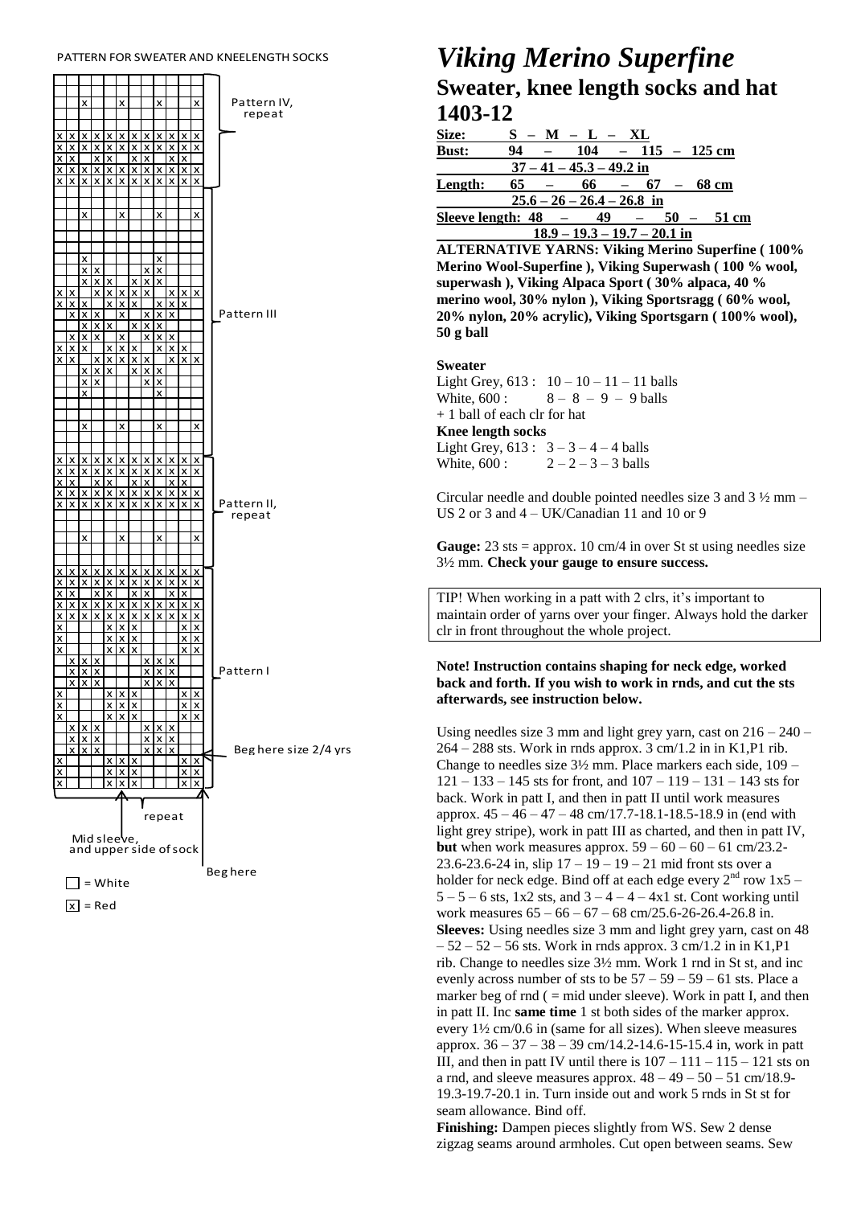PATTERN FOR SWEATER AND KNEELENGTH SOCKS

Pattern IV, repeat

Pattern III

Pattern II, repeat

Pattern I

Beg here size 2/4 yrs

repeat

Mid sleeve, and upper side of sock

Beg here

☐ = White

☒ = Red

# *Viking Merino Superfine*

## Sweater, knee length socks and hat 1403-12

**Size: S – M – L – XL**

**Bust: 94 – 104 – 115 – 125 cm**

**37 – 41 – 45.3 – 49.2 in**

**Length: 65 – 66 – 67 – 68 cm**

**25.6 – 26 – 26.4 – 26.8 in**

**Sleeve length: 48 – 49 – 50 – 51 cm**

**18.9 – 19.3 – 19.7 – 20.1 in**

**ALTERNATIVE YARNS: Viking Merino Superfine ( 100% Merino Wool-Superfine ), Viking Superwash ( 100 % wool, superwash ), Viking Alpaca Sport ( 30% alpaca, 40 % merino wool, 30% nylon ), Viking Sportsragg ( 60% wool, 20% nylon, 20% acrylic), Viking Sportsgarn ( 100% wool), 50 g ball**

**Sweater**

Light Grey, 613 : 10 – 10 – 11 – 11 balls
White, 600 : 8 – 8 – 9 – 9 balls
+ 1 ball of each clr for hat

**Knee length socks**

Light Grey, 613 : 3 – 3 – 4 – 4 balls
White, 600 : 2 – 2 – 3 – 3 balls

Circular needle and double pointed needles size 3 and 3 ½ mm – US 2 or 3 and 4 – UK/Canadian 11 and 10 or 9

**Gauge:** 23 sts = approx. 10 cm/4 in over St st using needles size 3½ mm. **Check your gauge to ensure success.**

TIP! When working in a patt with 2 clrs, it's important to maintain order of yarns over your finger. Always hold the darker clr in front throughout the whole project.

**Note! Instruction contains shaping for neck edge, worked back and forth. If you wish to work in rnds, and cut the sts afterwards, see instruction below.**

Using needles size 3 mm and light grey yarn, cast on 216 – 240 – 264 – 288 sts. Work in rnds approx. 3 cm/1.2 in in K1,P1 rib. Change to needles size 3½ mm. Place markers each side, 109 – 121 – 133 – 145 sts for front, and 107 – 119 – 131 – 143 sts for back. Work in patt I, and then in patt II until work measures approx. 45 – 46 – 47 – 48 cm/17.7-18.1-18.5-18.9 in (end with light grey stripe), work in patt III as charted, and then in patt IV, **but** when work measures approx. 59 – 60 – 60 – 61 cm/23.2-23.6-23.6-24 in, slip 17 – 19 – 19 – 21 mid front sts over a holder for neck edge. Bind off at each edge every 2nd row 1x5 – 5 – 5 – 6 sts, 1x2 sts, and 3 – 4 – 4 – 4x1 st. Cont working until work measures 65 – 66 – 67 – 68 cm/25.6-26-26.4-26.8 in.

**Sleeves:** Using needles size 3 mm and light grey yarn, cast on 48 – 52 – 52 – 56 sts. Work in rnds approx. 3 cm/1.2 in in K1,P1 rib. Change to needles size 3½ mm. Work 1 rnd in St st, and inc evenly across number of sts to be 57 – 59 – 59 – 61 sts. Place a marker beg of rnd ( = mid under sleeve). Work in patt I, and then in patt II. Inc **same time** 1 st both sides of the marker approx. every 1½ cm/0.6 in (same for all sizes). When sleeve measures approx. 36 – 37 – 38 – 39 cm/14.2-14.6-15-15.4 in, work in patt III, and then in patt IV until there is 107 – 111 – 115 – 121 sts on a rnd, and sleeve measures approx. 48 – 49 – 50 – 51 cm/18.9-19.3-19.7-20.1 in. Turn inside out and work 5 rnds in St st for seam allowance. Bind off.

**Finishing:** Dampen pieces slightly from WS. Sew 2 dense zigzag seams around armholes. Cut open between seams. Sew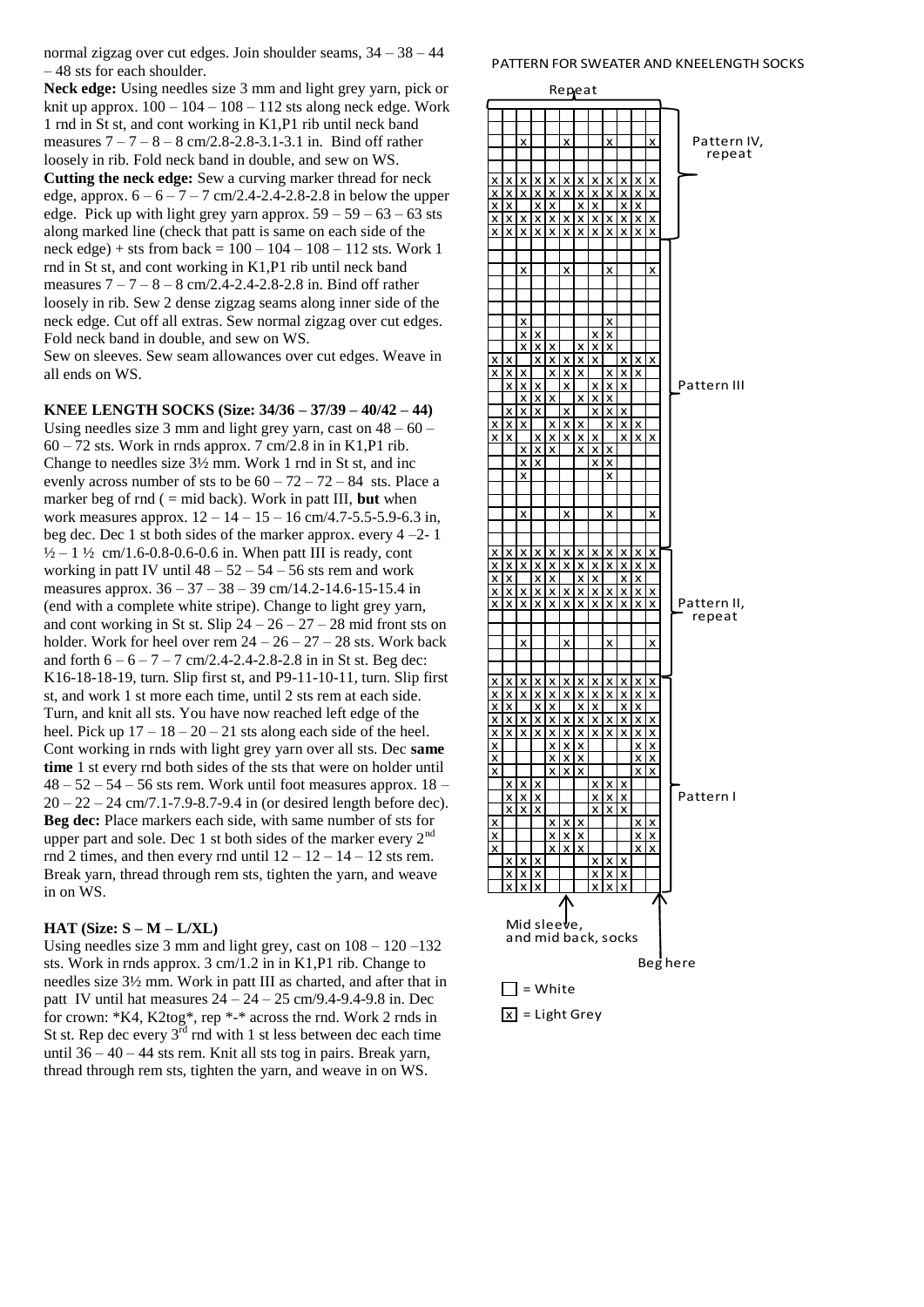normal zigzag over cut edges. Join shoulder seams, 34 – 38 – 44 – 48 sts for each shoulder.

**Neck edge:** Using needles size 3 mm and light grey yarn, pick or knit up approx. 100 – 104 – 108 – 112 sts along neck edge. Work 1 rnd in St st, and cont working in K1,P1 rib until neck band measures 7 – 7 – 8 – 8 cm/2.8-2.8-3.1-3.1 in. Bind off rather loosely in rib. Fold neck band in double, and sew on WS.

**Cutting the neck edge:** Sew a curving marker thread for neck edge, approx. 6 – 6 – 7 – 7 cm/2.4-2.4-2.8-2.8 in below the upper edge. Pick up with light grey yarn approx. 59 – 59 – 63 – 63 sts along marked line (check that patt is same on each side of the neck edge) + sts from back = 100 – 104 – 108 – 112 sts. Work 1 rnd in St st, and cont working in K1,P1 rib until neck band measures 7 – 7 – 8 – 8 cm/2.4-2.4-2.8-2.8 in. Bind off rather loosely in rib. Sew 2 dense zigzag seams along inner side of the neck edge. Cut off all extras. Sew normal zigzag over cut edges. Fold neck band in double, and sew on WS.

Sew on sleeves. Sew seam allowances over cut edges. Weave in all ends on WS.

**KNEE LENGTH SOCKS (Size: 34/36 – 37/39 – 40/42 – 44)**

Using needles size 3 mm and light grey yarn, cast on 48 – 60 – 60 – 72 sts. Work in rnds approx. 7 cm/2.8 in in K1,P1 rib. Change to needles size 3½ mm. Work 1 rnd in St st, and inc evenly across number of sts to be 60 – 72 – 72 – 84 sts. Place a marker beg of rnd ( = mid back). Work in patt III, **but** when work measures approx. 12 – 14 – 15 – 16 cm/4.7-5.5-5.9-6.3 in, beg dec. Dec 1 st both sides of the marker approx. every 4 –2- 1 ½ – 1 ½ cm/1.6-0.8-0.6-0.6 in. When patt III is ready, cont working in patt IV until 48 – 52 – 54 – 56 sts rem and work measures approx. 36 – 37 – 38 – 39 cm/14.2-14.6-15-15.4 in (end with a complete white stripe). Change to light grey yarn, and cont working in St st. Slip 24 – 26 – 27 – 28 mid front sts on holder. Work for heel over rem 24 – 26 – 27 – 28 sts. Work back and forth 6 – 6 – 7 – 7 cm/2.4-2.4-2.8-2.8 in in St st. Beg dec: K16-18-18-19, turn. Slip first st, and P9-11-10-11, turn. Slip first st, and work 1 st more each time, until 2 sts rem at each side. Turn, and knit all sts. You have now reached left edge of the heel. Pick up 17 – 18 – 20 – 21 sts along each side of the heel. Cont working in rnds with light grey yarn over all sts. Dec **same time** 1 st every rnd both sides of the sts that were on holder until 48 – 52 – 54 – 56 sts rem. Work until foot measures approx. 18 – 20 – 22 – 24 cm/7.1-7.9-8.7-9.4 in (or desired length before dec). **Beg dec:** Place markers each side, with same number of sts for upper part and sole. Dec 1 st both sides of the marker every 2nd rnd 2 times, and then every rnd until 12 – 12 – 14 – 12 sts rem. Break yarn, thread through rem sts, tighten the yarn, and weave in on WS.

**HAT (Size: S – M – L/XL)**

Using needles size 3 mm and light grey, cast on 108 – 120 –132 sts. Work in rnds approx. 3 cm/1.2 in in K1,P1 rib. Change to needles size 3½ mm. Work in patt III as charted, and after that in patt IV until hat measures 24 – 24 – 25 cm/9.4-9.4-9.8 in. Dec for crown: *K4, K2tog*, rep *-* across the rnd. Work 2 rnds in St st. Rep dec every 3rd rnd with 1 st less between dec each time until 36 – 40 – 44 sts rem. Knit all sts tog in pairs. Break yarn, thread through rem sts, tighten the yarn, and weave in on WS.

PATTERN FOR SWEATER AND KNEELENGTH SOCKS

Repeat

Pattern IV, repeat

Pattern III

Pattern II, repeat

Pattern I

Mid sleeve, and mid back, socks

Beg here

□ = White

☒ = Light Grey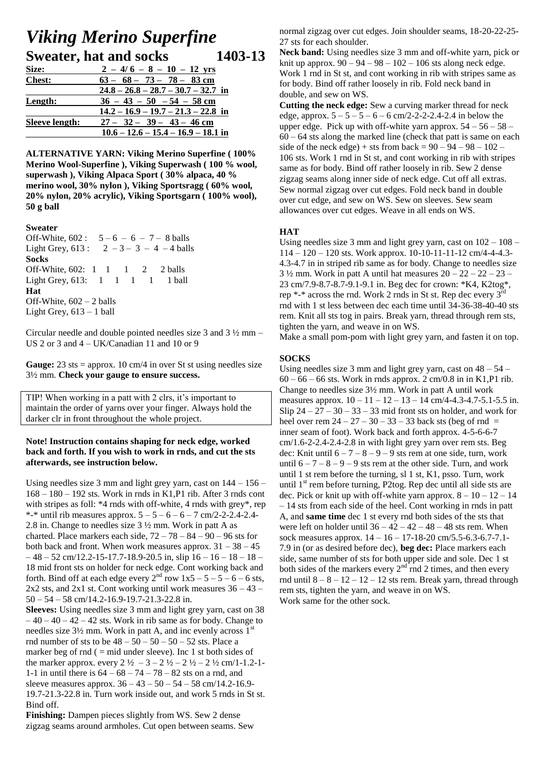# *Viking Merino Superfine*

## Sweater, hat and socks 1403-13

| Size: | 2 – 4/ 6 – 8 – 10 – 12 yrs |
|---|---|
| Chest: | 63 – 68 – 73 – 78 – 83 cm |
| | 24.8 – 26.8 – 28.7 – 30.7 – 32.7 in |
| Length: | 36 – 43 – 50 – 54 – 58 cm |
| | 14.2 – 16.9 – 19.7 – 21.3 – 22.8 in |
| Sleeve length: | 27 – 32 – 39 – 43 – 46 cm |
| | 10.6 – 12.6 – 15.4 – 16.9 – 18.1 in |

**ALTERNATIVE YARN: Viking Merino Superfine ( 100% Merino Wool-Superfine ), Viking Superwash ( 100 % wool, superwash ), Viking Alpaca Sport ( 30% alpaca, 40 % merino wool, 30% nylon ), Viking Sportsragg ( 60% wool, 20% nylon, 20% acrylic), Viking Sportsgarn ( 100% wool), 50 g ball**

**Sweater**
Off-White, 602 : 5 – 6 – 6 – 7 – 8 balls
Light Grey, 613 : 2 – 3 – 3 – 4 – 4 balls
**Socks**
Off-White, 602: 1 1 1 2 2 balls
Light Grey, 613: 1 1 1 1 1 ball
**Hat**
Off-White, 602 – 2 balls
Light Grey, 613 – 1 ball

Circular needle and double pointed needles size 3 and 3 ½ mm – US 2 or 3 and 4 – UK/Canadian 11 and 10 or 9

**Gauge:** 23 sts = approx. 10 cm/4 in over St st using needles size 3½ mm. **Check your gauge to ensure success.**

TIP! When working in a patt with 2 clrs, it's important to maintain the order of yarns over your finger. Always hold the darker clr in front throughout the whole project.

**Note! Instruction contains shaping for neck edge, worked back and forth. If you wish to work in rnds, and cut the sts afterwards, see instruction below.**

Using needles size 3 mm and light grey yarn, cast on 144 – 156 – 168 – 180 – 192 sts. Work in rnds in K1,P1 rib. After 3 rnds cont with stripes as foll: *4 rnds with off-white, 4 rnds with grey*, rep *-* until rib measures approx. 5 – 5 – 6 – 6 – 7 cm/2-2-2.4-2.4-2.8 in. Change to needles size 3 ½ mm. Work in patt A as charted. Place markers each side, 72 – 78 – 84 – 90 – 96 sts for both back and front. When work measures approx. 31 – 38 – 45 – 48 – 52 cm/12.2-15-17.7-18.9-20.5 in, slip 16 – 16 – 18 – 18 – 18 mid front sts on holder for neck edge. Cont working back and forth. Bind off at each edge every 2nd row 1x5 – 5 – 5 – 6 – 6 sts, 2x2 sts, and 2x1 st. Cont working until work measures 36 – 43 – 50 – 54 – 58 cm/14.2-16.9-19.7-21.3-22.8 in.

**Sleeves:** Using needles size 3 mm and light grey yarn, cast on 38 – 40 – 40 – 42 – 42 sts. Work in rib same as for body. Change to needles size 3½ mm. Work in patt A, and inc evenly across 1st rnd number of sts to be 48 – 50 – 50 – 50 – 52 sts. Place a marker beg of rnd ( = mid under sleeve). Inc 1 st both sides of the marker approx. every 2 ½ – 3 – 2 ½ – 2 ½ – 2 ½ cm/1-1.2-1-1-1 in until there is 64 – 68 – 74 – 78 – 82 sts on a rnd, and sleeve measures approx. 36 – 43 – 50 – 54 – 58 cm/14.2-16.9-19.7-21.3-22.8 in. Turn work inside out, and work 5 rnds in St st. Bind off.

**Finishing:** Dampen pieces slightly from WS. Sew 2 dense zigzag seams around armholes. Cut open between seams. Sew normal zigzag over cut edges. Join shoulder seams, 18-20-22-25-27 sts for each shoulder.

**Neck band:** Using needles size 3 mm and off-white yarn, pick or knit up approx. 90 – 94 – 98 – 102 – 106 sts along neck edge. Work 1 rnd in St st, and cont working in rib with stripes same as for body. Bind off rather loosely in rib. Fold neck band in double, and sew on WS.

**Cutting the neck edge:** Sew a curving marker thread for neck edge, approx. 5 – 5 – 5 – 6 – 6 cm/2-2-2-2.4-2.4 in below the upper edge. Pick up with off-white yarn approx. 54 – 56 – 58 – 60 – 64 sts along the marked line (check that patt is same on each side of the neck edge) + sts from back = 90 – 94 – 98 – 102 – 106 sts. Work 1 rnd in St st, and cont working in rib with stripes same as for body. Bind off rather loosely in rib. Sew 2 dense zigzag seams along inner side of neck edge. Cut off all extras. Sew normal zigzag over cut edges. Fold neck band in double over cut edge, and sew on WS. Sew on sleeves. Sew seam allowances over cut edges. Weave in all ends on WS.

### HAT

Using needles size 3 mm and light grey yarn, cast on 102 – 108 – 114 – 120 – 120 sts. Work approx. 10-10-11-11-12 cm/4-4-4.3-4.3-4.7 in in striped rib same as for body. Change to needles size 3 ½ mm. Work in patt A until hat measures 20 – 22 – 22 – 23 – 23 cm/7.9-8.7-8.7-9.1-9.1 in. Beg dec for crown: *K4, K2tog*, rep *-* across the rnd. Work 2 rnds in St st. Rep dec every 3rd rnd with 1 st less between dec each time until 34-36-38-40-40 sts rem. Knit all sts tog in pairs. Break yarn, thread through rem sts, tighten the yarn, and weave in on WS.

Make a small pom-pom with light grey yarn, and fasten it on top.

### SOCKS

Using needles size 3 mm and light grey yarn, cast on 48 – 54 – 60 – 66 – 66 sts. Work in rnds approx. 2 cm/0.8 in in K1,P1 rib. Change to needles size 3½ mm. Work in patt A until work measures approx. 10 – 11 – 12 – 13 – 14 cm/4-4.3-4.7-5.1-5.5 in. Slip 24 – 27 – 30 – 33 – 33 mid front sts on holder, and work for heel over rem 24 – 27 – 30 – 33 – 33 back sts (beg of rnd = inner seam of foot). Work back and forth approx. 4-5-6-6-7 cm/1.6-2-2.4-2.4-2.8 in with light grey yarn over rem sts. Beg dec: Knit until 6 – 7 – 8 – 9 – 9 sts rem at one side, turn, work until 6 – 7 – 8 – 9 – 9 sts rem at the other side. Turn, and work until 1 st rem before the turning, sl 1 st, K1, psso. Turn, work until 1st rem before turning, P2tog. Rep dec until all side sts are dec. Pick or knit up with off-white yarn approx. 8 – 10 – 12 – 14 – 14 sts from each side of the heel. Cont working in rnds in patt A, and **same time** dec 1 st every rnd both sides of the sts that were left on holder until 36 – 42 – 42 – 48 – 48 sts rem. When sock measures approx. 14 – 16 – 17-18-20 cm/5.5-6.3-6.7-7.1-7.9 in (or as desired before dec), **beg dec:** Place markers each side, same number of sts for both upper side and sole. Dec 1 st both sides of the markers every 2nd rnd 2 times, and then every rnd until 8 – 8 – 12 – 12 – 12 sts rem. Break yarn, thread through rem sts, tighten the yarn, and weave in on WS.

Work same for the other sock.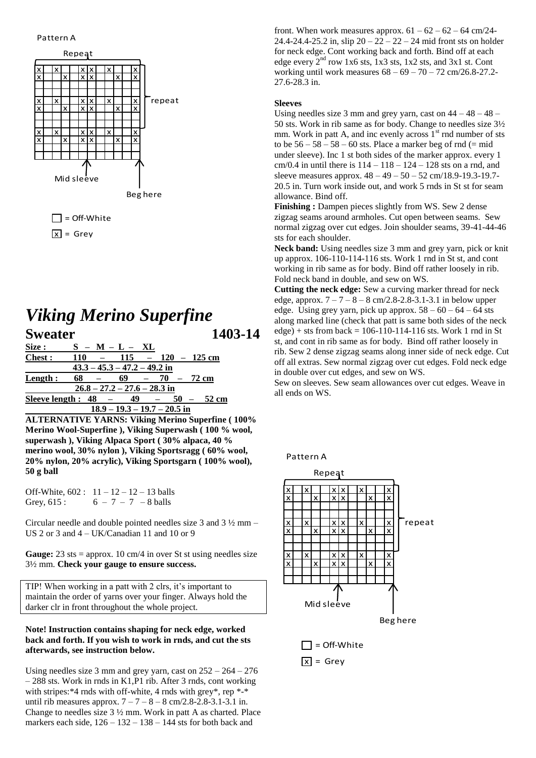Pattern A

Repeat

repeat

Mid sleeve

Beg here

☐ = Off-White

☒ = Grey

# *Viking Merino Superfine*

## Sweater 1403-14

**Size : S – M – L – XL**

**Chest : 110 – 115 – 120 – 125 cm**

**43.3 – 45.3 – 47.2 – 49.2 in**

**Length : 68 – 69 – 70 – 72 cm**

**26.8 – 27.2 – 27.6 – 28.3 in**

**Sleeve length : 48 – 49 – 50 – 52 cm**

**18.9 – 19.3 – 19.7 – 20.5 in**

**ALTERNATIVE YARNS: Viking Merino Superfine ( 100% Merino Wool-Superfine ), Viking Superwash ( 100 % wool, superwash ), Viking Alpaca Sport ( 30% alpaca, 40 % merino wool, 30% nylon ), Viking Sportsragg ( 60% wool, 20% nylon, 20% acrylic), Viking Sportsgarn ( 100% wool), 50 g ball**

Off-White, 602 : 11 – 12 – 12 – 13 balls
Grey, 615 : 6 – 7 – 7 – 8 balls

Circular needle and double pointed needles size 3 and 3 ½ mm – US 2 or 3 and 4 – UK/Canadian 11 and 10 or 9

**Gauge:** 23 sts = approx. 10 cm/4 in over St st using needles size 3½ mm. **Check your gauge to ensure success.**

TIP! When working in a patt with 2 clrs, it's important to maintain the order of yarns over your finger. Always hold the darker clr in front throughout the whole project.

**Note! Instruction contains shaping for neck edge, worked back and forth. If you wish to work in rnds, and cut the sts afterwards, see instruction below.**

Using needles size 3 mm and grey yarn, cast on 252 – 264 – 276 – 288 sts. Work in rnds in K1,P1 rib. After 3 rnds, cont working with stripes:*4 rnds with off-white, 4 rnds with grey*, rep *-* until rib measures approx. 7 – 7 – 8 – 8 cm/2.8-2.8-3.1-3.1 in. Change to needles size 3 ½ mm. Work in patt A as charted. Place markers each side, 126 – 132 – 138 – 144 sts for both back and front. When work measures approx. 61 – 62 – 62 – 64 cm/24-24.4-24.4-25.2 in, slip 20 – 22 – 22 – 24 mid front sts on holder for neck edge. Cont working back and forth. Bind off at each edge every 2nd row 1x6 sts, 1x3 sts, 1x2 sts, and 3x1 st. Cont working until work measures 68 – 69 – 70 – 72 cm/26.8-27.2-27.6-28.3 in.

**Sleeves**

Using needles size 3 mm and grey yarn, cast on 44 – 48 – 48 – 50 sts. Work in rib same as for body. Change to needles size 3½ mm. Work in patt A, and inc evenly across 1st rnd number of sts to be 56 – 58 – 58 – 60 sts. Place a marker beg of rnd (= mid under sleeve). Inc 1 st both sides of the marker approx. every 1 cm/0.4 in until there is 114 – 118 – 124 – 128 sts on a rnd, and sleeve measures approx. 48 – 49 – 50 – 52 cm/18.9-19.3-19.7-20.5 in. Turn work inside out, and work 5 rnds in St st for seam allowance. Bind off.

**Finishing :** Dampen pieces slightly from WS. Sew 2 dense zigzag seams around armholes. Cut open between seams. Sew normal zigzag over cut edges. Join shoulder seams, 39-41-44-46 sts for each shoulder.

**Neck band:** Using needles size 3 mm and grey yarn, pick or knit up approx. 106-110-114-116 sts. Work 1 rnd in St st, and cont working in rib same as for body. Bind off rather loosely in rib. Fold neck band in double, and sew on WS.

**Cutting the neck edge:** Sew a curving marker thread for neck edge, approx. 7 – 7 – 8 – 8 cm/2.8-2.8-3.1-3.1 in below upper edge. Using grey yarn, pick up approx. 58 – 60 – 64 – 64 sts along marked line (check that patt is same both sides of the neck edge) + sts from back = 106-110-114-116 sts. Work 1 rnd in St st, and cont in rib same as for body. Bind off rather loosely in rib. Sew 2 dense zigzag seams along inner side of neck edge. Cut off all extras. Sew normal zigzag over cut edges. Fold neck edge in double over cut edges, and sew on WS.

Sew on sleeves. Sew seam allowances over cut edges. Weave in all ends on WS.

Pattern A

Repeat

repeat

Mid sleeve

Beg here

☐ = Off-White

☒ = Grey